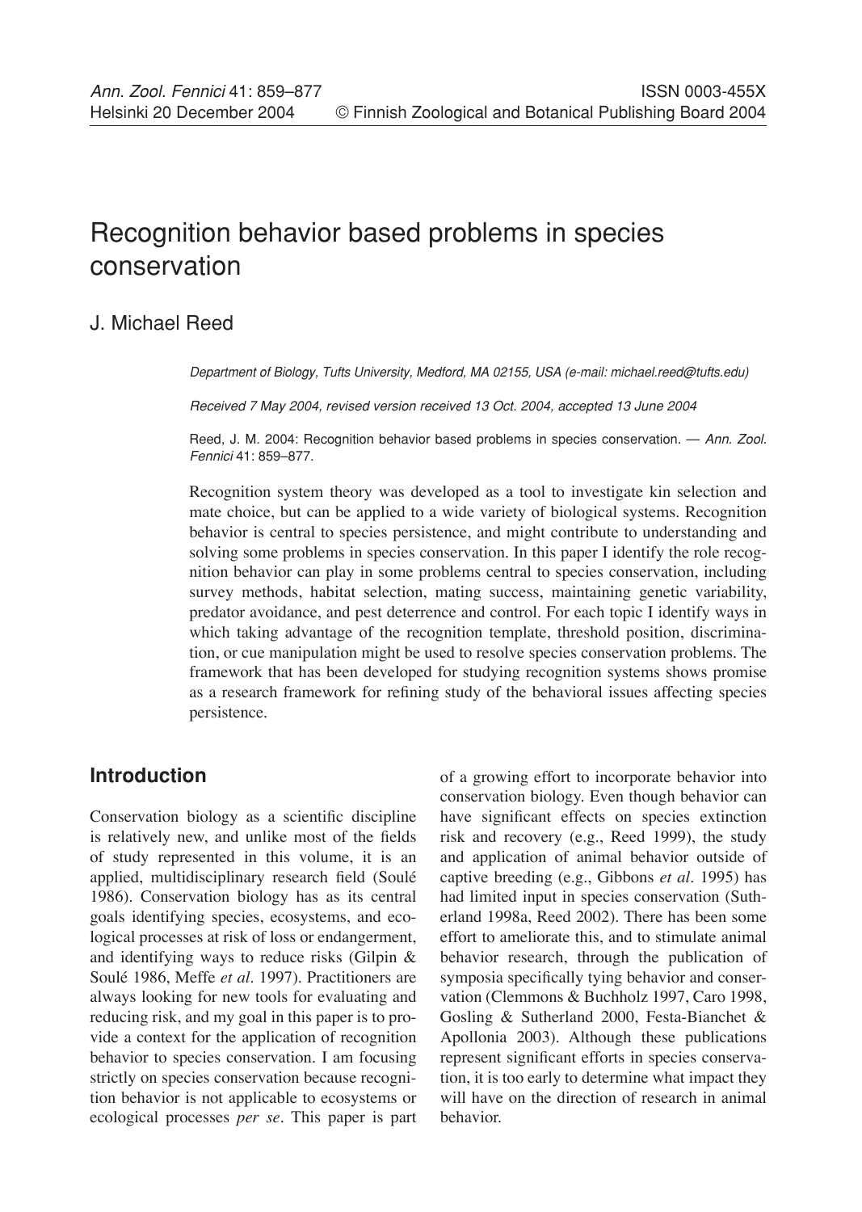# Recognition behavior based problems in species conservation

J. Michael Reed

*Department of Biology, Tufts University, Medford, MA 02155, USA (e-mail: michael.reed@tufts.edu)*

*Received 7 May 2004, revised version received 13 Oct. 2004, accepted 13 June 2004*

Reed, J. M. 2004: Recognition behavior based problems in species conservation. — *Ann. Zool. Fennici* 41: 859–877.

Recognition system theory was developed as a tool to investigate kin selection and mate choice, but can be applied to a wide variety of biological systems. Recognition behavior is central to species persistence, and might contribute to understanding and solving some problems in species conservation. In this paper I identify the role recognition behavior can play in some problems central to species conservation, including survey methods, habitat selection, mating success, maintaining genetic variability, predator avoidance, and pest deterrence and control. For each topic I identify ways in which taking advantage of the recognition template, threshold position, discrimination, or cue manipulation might be used to resolve species conservation problems. The framework that has been developed for studying recognition systems shows promise as a research framework for refining study of the behavioral issues affecting species persistence.

## Introduction

Conservation biology as a scientific discipline is relatively new, and unlike most of the fields of study represented in this volume, it is an applied, multidisciplinary research field (Soulé 1986). Conservation biology has as its central goals identifying species, ecosystems, and ecological processes at risk of loss or endangerment, and identifying ways to reduce risks (Gilpin & Soulé 1986, Meffe *et al.* 1997). Practitioners are always looking for new tools for evaluating and reducing risk, and my goal in this paper is to provide a context for the application of recognition behavior to species conservation. I am focusing strictly on species conservation because recognition behavior is not applicable to ecosystems or ecological processes *per se*. This paper is part of a growing effort to incorporate behavior into conservation biology. Even though behavior can have significant effects on species extinction risk and recovery (e.g., Reed 1999), the study and application of animal behavior outside of captive breeding (e.g., Gibbons *et al.* 1995) has had limited input in species conservation (Sutherland 1998a, Reed 2002). There has been some effort to ameliorate this, and to stimulate animal behavior research, through the publication of symposia specifically tying behavior and conservation (Clemmons & Buchholz 1997, Caro 1998, Gosling & Sutherland 2000, Festa-Bianchet & Apollonia 2003). Although these publications represent significant efforts in species conservation, it is too early to determine what impact they will have on the direction of research in animal behavior.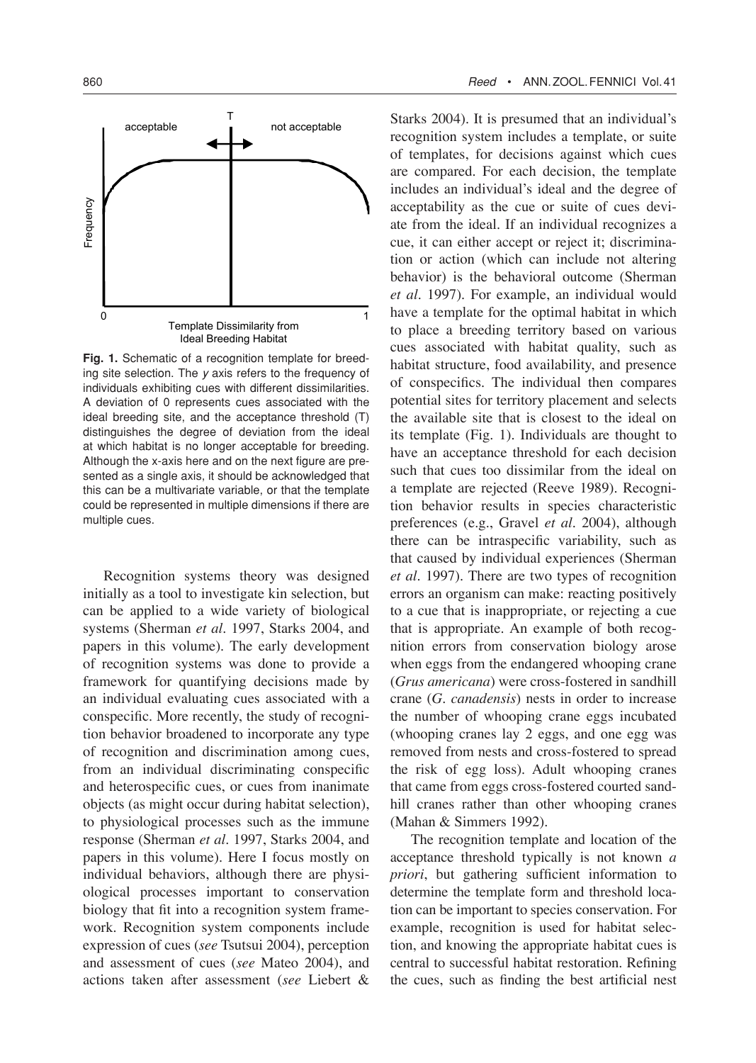**Fig. 1.** Schematic of a recognition template for breeding site selection. The *y* axis refers to the frequency of individuals exhibiting cues with different dissimilarities. A deviation of 0 represents cues associated with the ideal breeding site, and the acceptance threshold (T) distinguishes the degree of deviation from the ideal at which habitat is no longer acceptable for breeding. Although the x-axis here and on the next figure are presented as a single axis, it should be acknowledged that this can be a multivariate variable, or that the template could be represented in multiple dimensions if there are multiple cues.

Recognition systems theory was designed initially as a tool to investigate kin selection, but can be applied to a wide variety of biological systems (Sherman *et al*. 1997, Starks 2004, and papers in this volume). The early development of recognition systems was done to provide a framework for quantifying decisions made by an individual evaluating cues associated with a conspecific. More recently, the study of recognition behavior broadened to incorporate any type of recognition and discrimination among cues, from an individual discriminating conspecific and heterospecific cues, or cues from inanimate objects (as might occur during habitat selection), to physiological processes such as the immune response (Sherman *et al*. 1997, Starks 2004, and papers in this volume). Here I focus mostly on individual behaviors, although there are physiological processes important to conservation biology that fit into a recognition system framework. Recognition system components include expression of cues (*see* Tsutsui 2004), perception and assessment of cues (*see* Mateo 2004), and actions taken after assessment (*see* Liebert & Starks 2004). It is presumed that an individual's recognition system includes a template, or suite of templates, for decisions against which cues are compared. For each decision, the template includes an individual's ideal and the degree of acceptability as the cue or suite of cues deviate from the ideal. If an individual recognizes a cue, it can either accept or reject it; discrimination or action (which can include not altering behavior) is the behavioral outcome (Sherman *et al*. 1997). For example, an individual would have a template for the optimal habitat in which to place a breeding territory based on various cues associated with habitat quality, such as habitat structure, food availability, and presence of conspecifics. The individual then compares potential sites for territory placement and selects the available site that is closest to the ideal on its template (Fig. 1). Individuals are thought to have an acceptance threshold for each decision such that cues too dissimilar from the ideal on a template are rejected (Reeve 1989). Recognition behavior results in species characteristic preferences (e.g., Gravel *et al*. 2004), although there can be intraspecific variability, such as that caused by individual experiences (Sherman *et al*. 1997). There are two types of recognition errors an organism can make: reacting positively to a cue that is inappropriate, or rejecting a cue that is appropriate. An example of both recognition errors from conservation biology arose when eggs from the endangered whooping crane (*Grus americana*) were cross-fostered in sandhill crane (*G. canadensis*) nests in order to increase the number of whooping crane eggs incubated (whooping cranes lay 2 eggs, and one egg was removed from nests and cross-fostered to spread the risk of egg loss). Adult whooping cranes that came from eggs cross-fostered courted sandhill cranes rather than other whooping cranes (Mahan & Simmers 1992).

The recognition template and location of the acceptance threshold typically is not known *a priori*, but gathering sufficient information to determine the template form and threshold location can be important to species conservation. For example, recognition is used for habitat selection, and knowing the appropriate habitat cues is central to successful habitat restoration. Refining the cues, such as finding the best artificial nest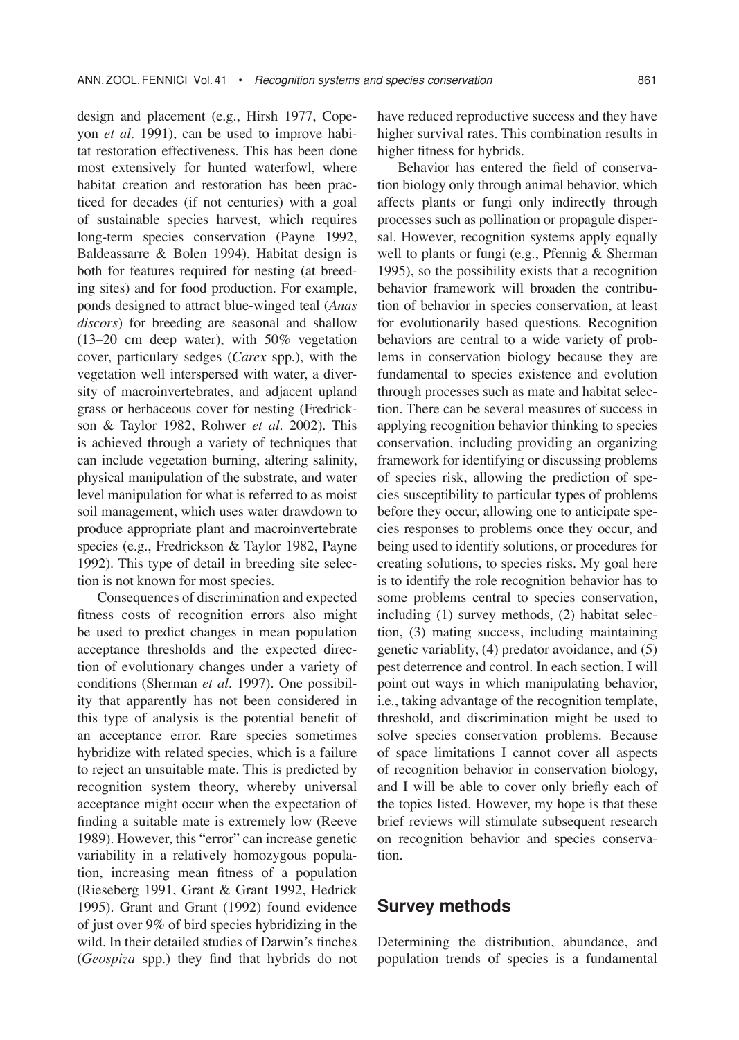design and placement (e.g., Hirsh 1977, Copeyon *et al*. 1991), can be used to improve habitat restoration effectiveness. This has been done most extensively for hunted waterfowl, where habitat creation and restoration has been practiced for decades (if not centuries) with a goal of sustainable species harvest, which requires long-term species conservation (Payne 1992, Baldeassarre & Bolen 1994). Habitat design is both for features required for nesting (at breeding sites) and for food production. For example, ponds designed to attract blue-winged teal (*Anas discors*) for breeding are seasonal and shallow (13–20 cm deep water), with 50% vegetation cover, particulary sedges (*Carex* spp.), with the vegetation well interspersed with water, a diversity of macroinvertebrates, and adjacent upland grass or herbaceous cover for nesting (Fredrickson & Taylor 1982, Rohwer *et al*. 2002). This is achieved through a variety of techniques that can include vegetation burning, altering salinity, physical manipulation of the substrate, and water level manipulation for what is referred to as moist soil management, which uses water drawdown to produce appropriate plant and macroinvertebrate species (e.g., Fredrickson & Taylor 1982, Payne 1992). This type of detail in breeding site selection is not known for most species.

Consequences of discrimination and expected fitness costs of recognition errors also might be used to predict changes in mean population acceptance thresholds and the expected direction of evolutionary changes under a variety of conditions (Sherman *et al*. 1997). One possibility that apparently has not been considered in this type of analysis is the potential benefit of an acceptance error. Rare species sometimes hybridize with related species, which is a failure to reject an unsuitable mate. This is predicted by recognition system theory, whereby universal acceptance might occur when the expectation of finding a suitable mate is extremely low (Reeve 1989). However, this "error" can increase genetic variability in a relatively homozygous population, increasing mean fitness of a population (Rieseberg 1991, Grant & Grant 1992, Hedrick 1995). Grant and Grant (1992) found evidence of just over 9% of bird species hybridizing in the wild. In their detailed studies of Darwin's finches (*Geospiza* spp.) they find that hybrids do not have reduced reproductive success and they have higher survival rates. This combination results in higher fitness for hybrids.

Behavior has entered the field of conservation biology only through animal behavior, which affects plants or fungi only indirectly through processes such as pollination or propagule dispersal. However, recognition systems apply equally well to plants or fungi (e.g., Pfennig & Sherman 1995), so the possibility exists that a recognition behavior framework will broaden the contribution of behavior in species conservation, at least for evolutionarily based questions. Recognition behaviors are central to a wide variety of problems in conservation biology because they are fundamental to species existence and evolution through processes such as mate and habitat selection. There can be several measures of success in applying recognition behavior thinking to species conservation, including providing an organizing framework for identifying or discussing problems of species risk, allowing the prediction of species susceptibility to particular types of problems before they occur, allowing one to anticipate species responses to problems once they occur, and being used to identify solutions, or procedures for creating solutions, to species risks. My goal here is to identify the role recognition behavior has to some problems central to species conservation, including (1) survey methods, (2) habitat selection, (3) mating success, including maintaining genetic variablity, (4) predator avoidance, and (5) pest deterrence and control. In each section, I will point out ways in which manipulating behavior, i.e., taking advantage of the recognition template, threshold, and discrimination might be used to solve species conservation problems. Because of space limitations I cannot cover all aspects of recognition behavior in conservation biology, and I will be able to cover only briefly each of the topics listed. However, my hope is that these brief reviews will stimulate subsequent research on recognition behavior and species conservation.

## Survey methods

Determining the distribution, abundance, and population trends of species is a fundamental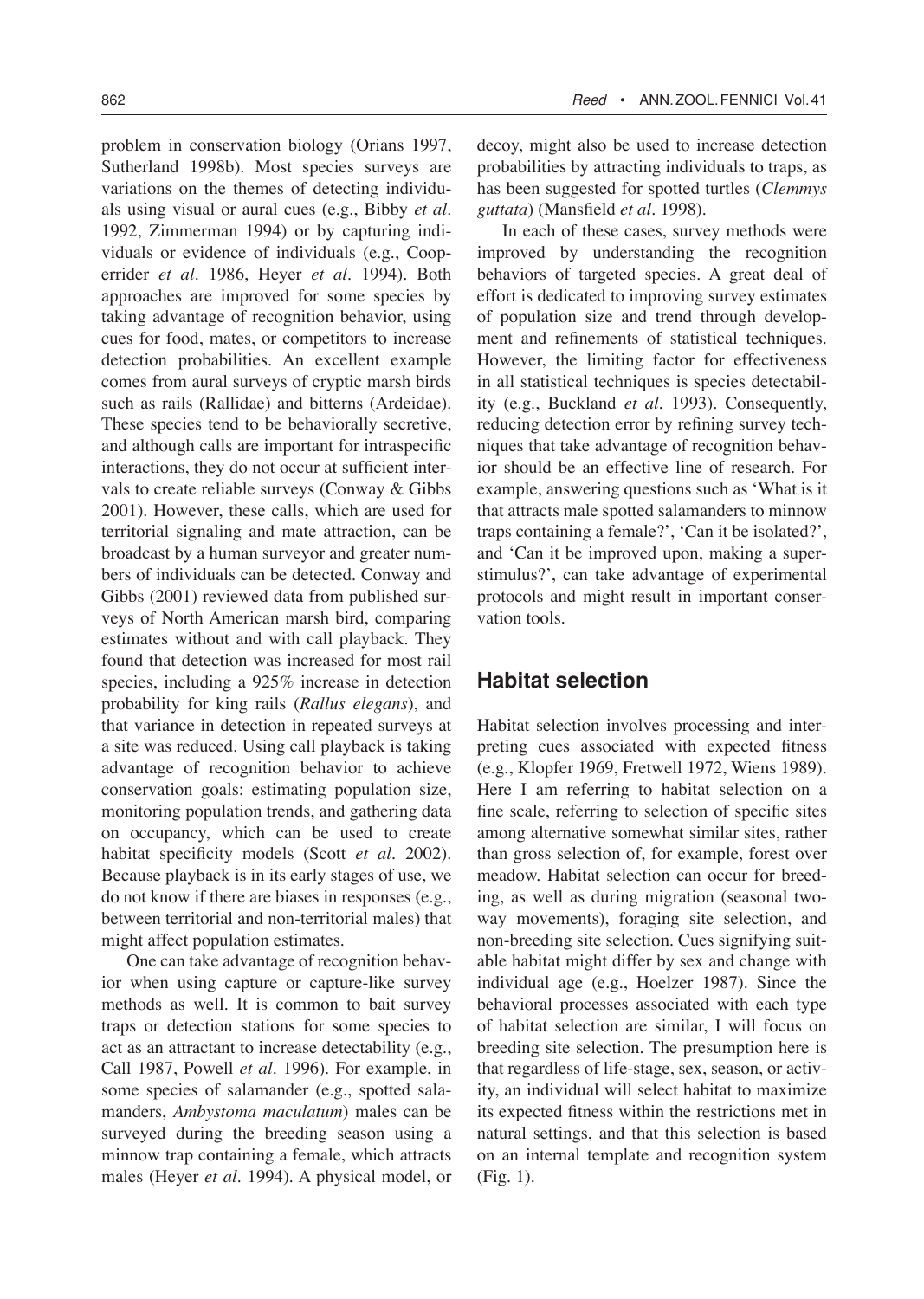problem in conservation biology (Orians 1997, Sutherland 1998b). Most species surveys are variations on the themes of detecting individuals using visual or aural cues (e.g., Bibby *et al*. 1992, Zimmerman 1994) or by capturing individuals or evidence of individuals (e.g., Cooperrider *et al*. 1986, Heyer *et al*. 1994). Both approaches are improved for some species by taking advantage of recognition behavior, using cues for food, mates, or competitors to increase detection probabilities. An excellent example comes from aural surveys of cryptic marsh birds such as rails (Rallidae) and bitterns (Ardeidae). These species tend to be behaviorally secretive, and although calls are important for intraspecific interactions, they do not occur at sufficient intervals to create reliable surveys (Conway & Gibbs 2001). However, these calls, which are used for territorial signaling and mate attraction, can be broadcast by a human surveyor and greater numbers of individuals can be detected. Conway and Gibbs (2001) reviewed data from published surveys of North American marsh bird, comparing estimates without and with call playback. They found that detection was increased for most rail species, including a 925% increase in detection probability for king rails (*Rallus elegans*), and that variance in detection in repeated surveys at a site was reduced. Using call playback is taking advantage of recognition behavior to achieve conservation goals: estimating population size, monitoring population trends, and gathering data on occupancy, which can be used to create habitat specificity models (Scott *et al*. 2002). Because playback is in its early stages of use, we do not know if there are biases in responses (e.g., between territorial and non-territorial males) that might affect population estimates.

One can take advantage of recognition behavior when using capture or capture-like survey methods as well. It is common to bait survey traps or detection stations for some species to act as an attractant to increase detectability (e.g., Call 1987, Powell *et al*. 1996). For example, in some species of salamander (e.g., spotted salamanders, *Ambystoma maculatum*) males can be surveyed during the breeding season using a minnow trap containing a female, which attracts males (Heyer *et al*. 1994). A physical model, or decoy, might also be used to increase detection probabilities by attracting individuals to traps, as has been suggested for spotted turtles (*Clemmys guttata*) (Mansfield *et al*. 1998).

In each of these cases, survey methods were improved by understanding the recognition behaviors of targeted species. A great deal of effort is dedicated to improving survey estimates of population size and trend through development and refinements of statistical techniques. However, the limiting factor for effectiveness in all statistical techniques is species detectability (e.g., Buckland *et al*. 1993). Consequently, reducing detection error by refining survey techniques that take advantage of recognition behavior should be an effective line of research. For example, answering questions such as 'What is it that attracts male spotted salamanders to minnow traps containing a female?', 'Can it be isolated?', and 'Can it be improved upon, making a superstimulus?', can take advantage of experimental protocols and might result in important conservation tools.

## Habitat selection

Habitat selection involves processing and interpreting cues associated with expected fitness (e.g., Klopfer 1969, Fretwell 1972, Wiens 1989). Here I am referring to habitat selection on a fine scale, referring to selection of specific sites among alternative somewhat similar sites, rather than gross selection of, for example, forest over meadow. Habitat selection can occur for breeding, as well as during migration (seasonal two-way movements), foraging site selection, and non-breeding site selection. Cues signifying suitable habitat might differ by sex and change with individual age (e.g., Hoelzer 1987). Since the behavioral processes associated with each type of habitat selection are similar, I will focus on breeding site selection. The presumption here is that regardless of life-stage, sex, season, or activity, an individual will select habitat to maximize its expected fitness within the restrictions met in natural settings, and that this selection is based on an internal template and recognition system (Fig. 1).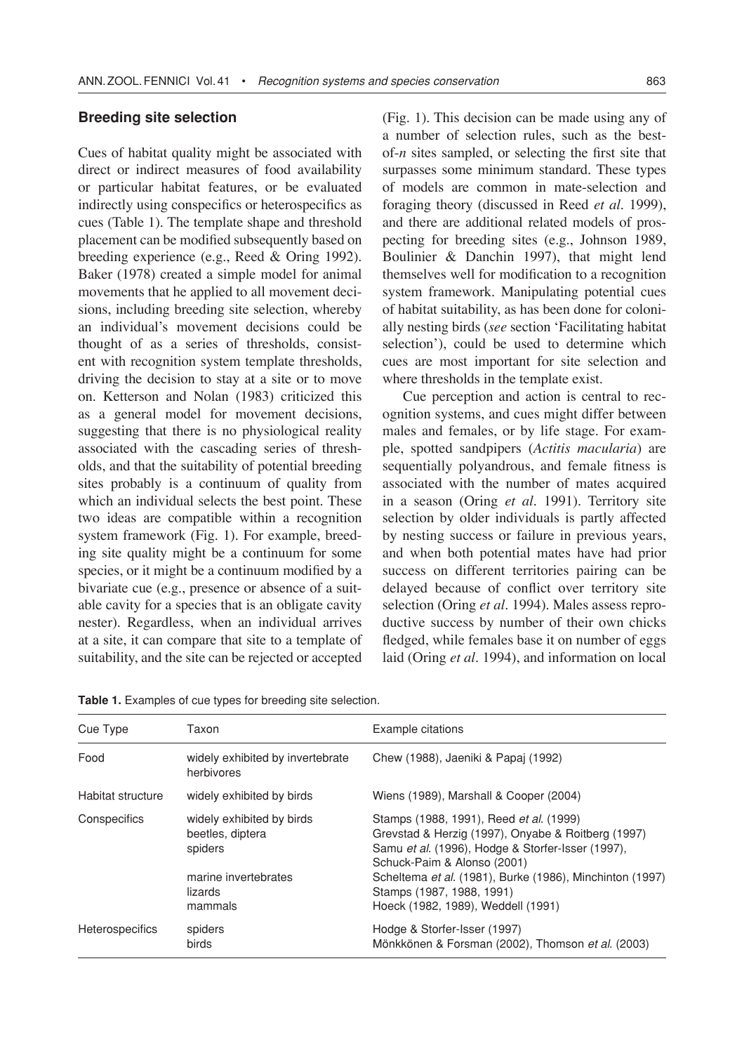## Breeding site selection

Cues of habitat quality might be associated with direct or indirect measures of food availability or particular habitat features, or be evaluated indirectly using conspecifics or heterospecifics as cues (Table 1). The template shape and threshold placement can be modified subsequently based on breeding experience (e.g., Reed & Oring 1992). Baker (1978) created a simple model for animal movements that he applied to all movement decisions, including breeding site selection, whereby an individual's movement decisions could be thought of as a series of thresholds, consistent with recognition system template thresholds, driving the decision to stay at a site or to move on. Ketterson and Nolan (1983) criticized this as a general model for movement decisions, suggesting that there is no physiological reality associated with the cascading series of thresholds, and that the suitability of potential breeding sites probably is a continuum of quality from which an individual selects the best point. These two ideas are compatible within a recognition system framework (Fig. 1). For example, breeding site quality might be a continuum for some species, or it might be a continuum modified by a bivariate cue (e.g., presence or absence of a suitable cavity for a species that is an obligate cavity nester). Regardless, when an individual arrives at a site, it can compare that site to a template of suitability, and the site can be rejected or accepted (Fig. 1). This decision can be made using any of a number of selection rules, such as the best-of-*n* sites sampled, or selecting the first site that surpasses some minimum standard. These types of models are common in mate-selection and foraging theory (discussed in Reed *et al.* 1999), and there are additional related models of prospecting for breeding sites (e.g., Johnson 1989, Boulinier & Danchin 1997), that might lend themselves well for modification to a recognition system framework. Manipulating potential cues of habitat suitability, as has been done for colonially nesting birds (*see* section 'Facilitating habitat selection'), could be used to determine which cues are most important for site selection and where thresholds in the template exist.

Cue perception and action is central to recognition systems, and cues might differ between males and females, or by life stage. For example, spotted sandpipers (*Actitis macularia*) are sequentially polyandrous, and female fitness is associated with the number of mates acquired in a season (Oring *et al*. 1991). Territory site selection by older individuals is partly affected by nesting success or failure in previous years, and when both potential mates have had prior success on different territories pairing can be delayed because of conflict over territory site selection (Oring *et al*. 1994). Males assess reproductive success by number of their own chicks fledged, while females base it on number of eggs laid (Oring *et al*. 1994), and information on local

**Table 1.** Examples of cue types for breeding site selection.

| Cue Type | Taxon | Example citations |
|---|---|---|
| Food | widely exhibited by invertebrate herbivores | Chew (1988), Jaeniki & Papaj (1992) |
| Habitat structure | widely exhibited by birds | Wiens (1989), Marshall & Cooper (2004) |
| Conspecifics | widely exhibited by birds | Stamps (1988, 1991), Reed *et al.* (1999) |
| | beetles, diptera | Grevstad & Herzig (1997), Onyabe & Roitberg (1997) |
| | spiders | Samu *et al.* (1996), Hodge & Storfer-Isser (1997), Schuck-Paim & Alonso (2001) |
| | marine invertebrates | Scheltema *et al.* (1981), Burke (1986), Minchinton (1997) |
| | lizards | Stamps (1987, 1988, 1991) |
| | mammals | Hoeck (1982, 1989), Weddell (1991) |
| Heterospecifics | spiders | Hodge & Storfer-Isser (1997) |
| | birds | Mönkkönen & Forsman (2002), Thomson *et al.* (2003) |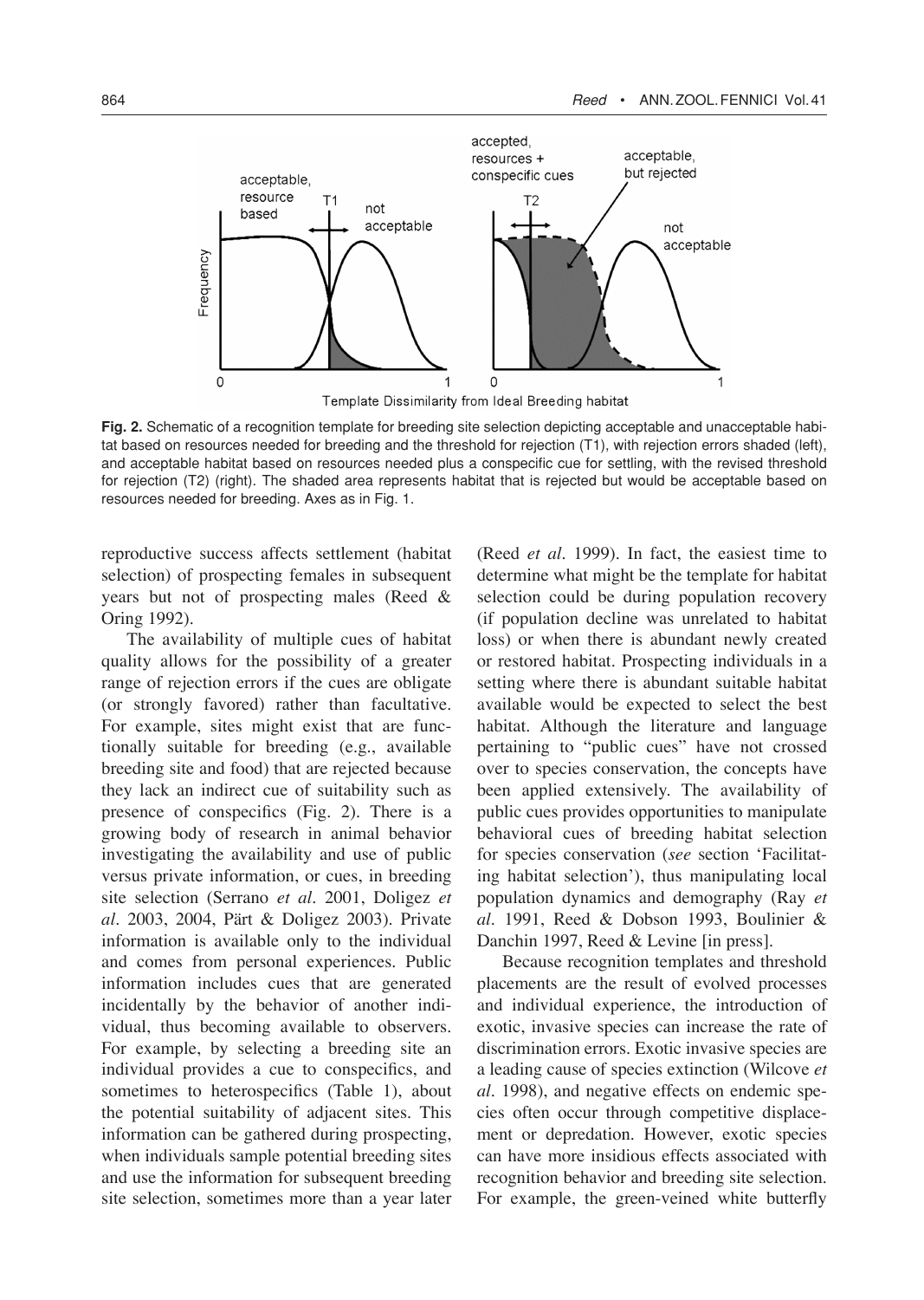**Fig. 2.** Schematic of a recognition template for breeding site selection depicting acceptable and unacceptable habitat based on resources needed for breeding and the threshold for rejection (T1), with rejection errors shaded (left), and acceptable habitat based on resources needed plus a conspecific cue for settling, with the revised threshold for rejection (T2) (right). The shaded area represents habitat that is rejected but would be acceptable based on resources needed for breeding. Axes as in Fig. 1.

reproductive success affects settlement (habitat selection) of prospecting females in subsequent years but not of prospecting males (Reed & Oring 1992).

The availability of multiple cues of habitat quality allows for the possibility of a greater range of rejection errors if the cues are obligate (or strongly favored) rather than facultative. For example, sites might exist that are functionally suitable for breeding (e.g., available breeding site and food) that are rejected because they lack an indirect cue of suitability such as presence of conspecifics (Fig. 2). There is a growing body of research in animal behavior investigating the availability and use of public versus private information, or cues, in breeding site selection (Serrano *et al*. 2001, Doligez *et al*. 2003, 2004, Pärt & Doligez 2003). Private information is available only to the individual and comes from personal experiences. Public information includes cues that are generated incidentally by the behavior of another individual, thus becoming available to observers. For example, by selecting a breeding site an individual provides a cue to conspecifics, and sometimes to heterospecifics (Table 1), about the potential suitability of adjacent sites. This information can be gathered during prospecting, when individuals sample potential breeding sites and use the information for subsequent breeding site selection, sometimes more than a year later (Reed *et al*. 1999). In fact, the easiest time to determine what might be the template for habitat selection could be during population recovery (if population decline was unrelated to habitat loss) or when there is abundant newly created or restored habitat. Prospecting individuals in a setting where there is abundant suitable habitat available would be expected to select the best habitat. Although the literature and language pertaining to "public cues" have not crossed over to species conservation, the concepts have been applied extensively. The availability of public cues provides opportunities to manipulate behavioral cues of breeding habitat selection for species conservation (*see* section 'Facilitating habitat selection'), thus manipulating local population dynamics and demography (Ray *et al*. 1991, Reed & Dobson 1993, Boulinier & Danchin 1997, Reed & Levine [in press].

Because recognition templates and threshold placements are the result of evolved processes and individual experience, the introduction of exotic, invasive species can increase the rate of discrimination errors. Exotic invasive species are a leading cause of species extinction (Wilcove *et al*. 1998), and negative effects on endemic species often occur through competitive displacement or depredation. However, exotic species can have more insidious effects associated with recognition behavior and breeding site selection. For example, the green-veined white butterfly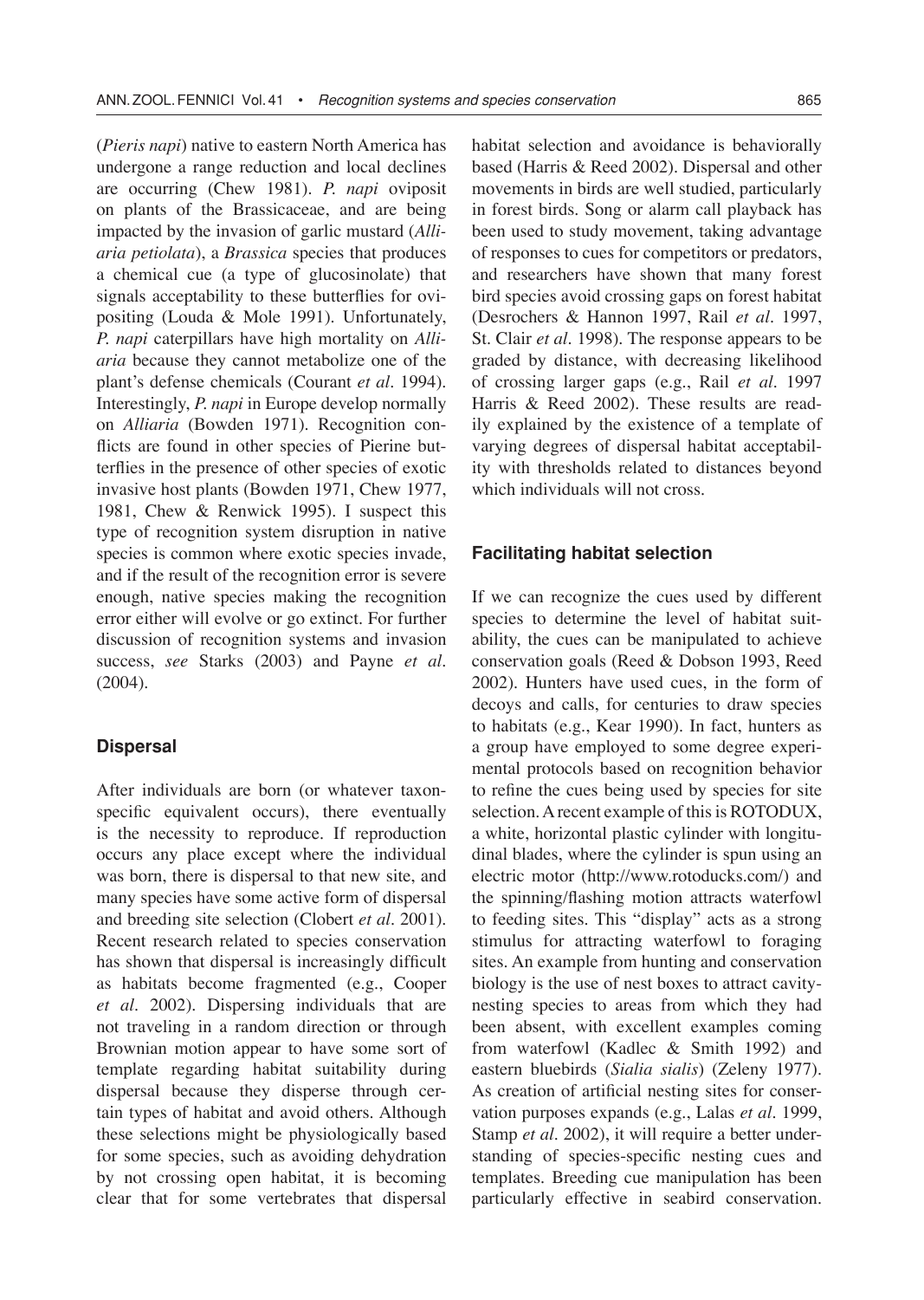(*Pieris napi*) native to eastern North America has undergone a range reduction and local declines are occurring (Chew 1981). *P. napi* oviposit on plants of the Brassicaceae, and are being impacted by the invasion of garlic mustard (*Alliaria petiolata*), a *Brassica* species that produces a chemical cue (a type of glucosinolate) that signals acceptability to these butterflies for ovipositing (Louda & Mole 1991). Unfortunately, *P. napi* caterpillars have high mortality on *Alliaria* because they cannot metabolize one of the plant's defense chemicals (Courant *et al*. 1994). Interestingly, *P. napi* in Europe develop normally on *Alliaria* (Bowden 1971). Recognition conflicts are found in other species of Pierine butterflies in the presence of other species of exotic invasive host plants (Bowden 1971, Chew 1977, 1981, Chew & Renwick 1995). I suspect this type of recognition system disruption in native species is common where exotic species invade, and if the result of the recognition error is severe enough, native species making the recognition error either will evolve or go extinct. For further discussion of recognition systems and invasion success, *see* Starks (2003) and Payne *et al*. (2004).

## Dispersal

After individuals are born (or whatever taxon-specific equivalent occurs), there eventually is the necessity to reproduce. If reproduction occurs any place except where the individual was born, there is dispersal to that new site, and many species have some active form of dispersal and breeding site selection (Clobert *et al*. 2001). Recent research related to species conservation has shown that dispersal is increasingly difficult as habitats become fragmented (e.g., Cooper *et al*. 2002). Dispersing individuals that are not traveling in a random direction or through Brownian motion appear to have some sort of template regarding habitat suitability during dispersal because they disperse through certain types of habitat and avoid others. Although these selections might be physiologically based for some species, such as avoiding dehydration by not crossing open habitat, it is becoming clear that for some vertebrates that dispersal habitat selection and avoidance is behaviorally based (Harris & Reed 2002). Dispersal and other movements in birds are well studied, particularly in forest birds. Song or alarm call playback has been used to study movement, taking advantage of responses to cues for competitors or predators, and researchers have shown that many forest bird species avoid crossing gaps on forest habitat (Desrochers & Hannon 1997, Rail *et al*. 1997, St. Clair *et al*. 1998). The response appears to be graded by distance, with decreasing likelihood of crossing larger gaps (e.g., Rail *et al*. 1997 Harris & Reed 2002). These results are readily explained by the existence of a template of varying degrees of dispersal habitat acceptability with thresholds related to distances beyond which individuals will not cross.

### Facilitating habitat selection

If we can recognize the cues used by different species to determine the level of habitat suitability, the cues can be manipulated to achieve conservation goals (Reed & Dobson 1993, Reed 2002). Hunters have used cues, in the form of decoys and calls, for centuries to draw species to habitats (e.g., Kear 1990). In fact, hunters as a group have employed to some degree experimental protocols based on recognition behavior to refine the cues being used by species for site selection. A recent example of this is ROTODUX, a white, horizontal plastic cylinder with longitudinal blades, where the cylinder is spun using an electric motor (http://www.rotoducks.com/) and the spinning/flashing motion attracts waterfowl to feeding sites. This "display" acts as a strong stimulus for attracting waterfowl to foraging sites. An example from hunting and conservation biology is the use of nest boxes to attract cavity-nesting species to areas from which they had been absent, with excellent examples coming from waterfowl (Kadlec & Smith 1992) and eastern bluebirds (*Sialia sialis*) (Zeleny 1977). As creation of artificial nesting sites for conservation purposes expands (e.g., Lalas *et al*. 1999, Stamp *et al*. 2002), it will require a better understanding of species-specific nesting cues and templates. Breeding cue manipulation has been particularly effective in seabird conservation.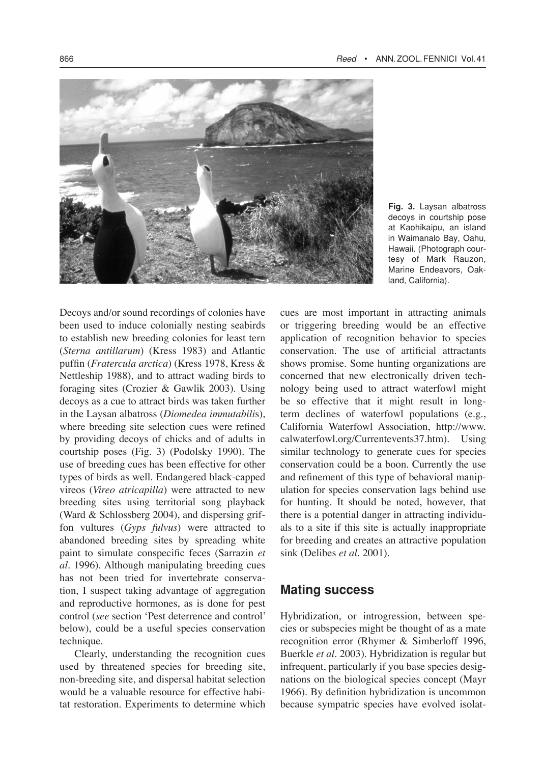**Fig. 3.** Laysan albatross decoys in courtship pose at Kaohikaipu, an island in Waimanalo Bay, Oahu, Hawaii. (Photograph courtesy of Mark Rauzon, Marine Endeavors, Oakland, California).

Decoys and/or sound recordings of colonies have been used to induce colonially nesting seabirds to establish new breeding colonies for least tern (*Sterna antillarum*) (Kress 1983) and Atlantic puffin (*Fratercula arctica*) (Kress 1978, Kress & Nettleship 1988), and to attract wading birds to foraging sites (Crozier & Gawlik 2003). Using decoys as a cue to attract birds was taken further in the Laysan albatross (*Diomedea immutabilis*), where breeding site selection cues were refined by providing decoys of chicks and of adults in courtship poses (Fig. 3) (Podolsky 1990). The use of breeding cues has been effective for other types of birds as well. Endangered black-capped vireos (*Vireo atricapilla*) were attracted to new breeding sites using territorial song playback (Ward & Schlossberg 2004), and dispersing griffon vultures (*Gyps fulvus*) were attracted to abandoned breeding sites by spreading white paint to simulate conspecific feces (Sarrazin *et al*. 1996). Although manipulating breeding cues has not been tried for invertebrate conservation, I suspect taking advantage of aggregation and reproductive hormones, as is done for pest control (*see* section 'Pest deterrence and control' below), could be a useful species conservation technique.

Clearly, understanding the recognition cues used by threatened species for breeding site, non-breeding site, and dispersal habitat selection would be a valuable resource for effective habitat restoration. Experiments to determine which cues are most important in attracting animals or triggering breeding would be an effective application of recognition behavior to species conservation. The use of artificial attractants shows promise. Some hunting organizations are concerned that new electronically driven technology being used to attract waterfowl might be so effective that it might result in long-term declines of waterfowl populations (e.g., California Waterfowl Association, http://www.calwaterfowl.org/Currentevents37.htm). Using similar technology to generate cues for species conservation could be a boon. Currently the use and refinement of this type of behavioral manipulation for species conservation lags behind use for hunting. It should be noted, however, that there is a potential danger in attracting individuals to a site if this site is actually inappropriate for breeding and creates an attractive population sink (Delibes *et al*. 2001).

## Mating success

Hybridization, or introgression, between species or subspecies might be thought of as a mate recognition error (Rhymer & Simberloff 1996, Buerkle *et al*. 2003). Hybridization is regular but infrequent, particularly if you base species designations on the biological species concept (Mayr 1966). By definition hybridization is uncommon because sympatric species have evolved isolat-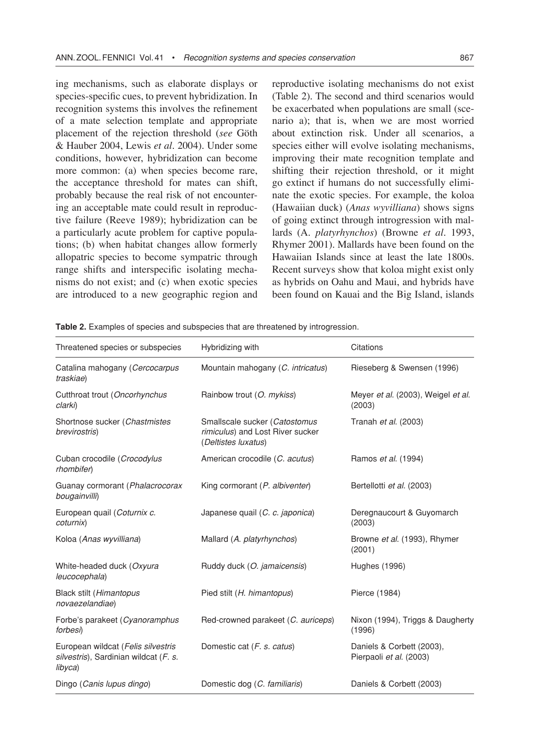ing mechanisms, such as elaborate displays or species-specific cues, to prevent hybridization. In recognition systems this involves the refinement of a mate selection template and appropriate placement of the rejection threshold (*see* Göth & Hauber 2004, Lewis *et al*. 2004). Under some conditions, however, hybridization can become more common: (a) when species become rare, the acceptance threshold for mates can shift, probably because the real risk of not encountering an acceptable mate could result in reproductive failure (Reeve 1989); hybridization can be a particularly acute problem for captive populations; (b) when habitat changes allow formerly allopatric species to become sympatric through range shifts and interspecific isolating mechanisms do not exist; and (c) when exotic species are introduced to a new geographic region and reproductive isolating mechanisms do not exist (Table 2). The second and third scenarios would be exacerbated when populations are small (scenario a); that is, when we are most worried about extinction risk. Under all scenarios, a species either will evolve isolating mechanisms, improving their mate recognition template and shifting their rejection threshold, or it might go extinct if humans do not successfully eliminate the exotic species. For example, the koloa (Hawaiian duck) (*Anas wyvilliana*) shows signs of going extinct through introgression with mallards (*A. platyrhynchos*) (Browne *et al*. 1993, Rhymer 2001). Mallards have been found on the Hawaiian Islands since at least the late 1800s. Recent surveys show that koloa might exist only as hybrids on Oahu and Maui, and hybrids have been found on Kauai and the Big Island, islands

**Table 2.** Examples of species and subspecies that are threatened by introgression.

| Threatened species or subspecies | Hybridizing with | Citations |
|---|---|---|
| Catalina mahogany (*Cercocarpus traskiae*) | Mountain mahogany (*C. intricatus*) | Rieseberg & Swensen (1996) |
| Cutthroat trout (*Oncorhynchus clarki*) | Rainbow trout (*O. mykiss*) | Meyer *et al*. (2003), Weigel *et al*. (2003) |
| Shortnose sucker (*Chastmistes brevirostris*) | Smallscale sucker (*Catostomus rimiculus*) and Lost River sucker (*Deltistes luxatus*) | Tranah *et al*. (2003) |
| Cuban crocodile (*Crocodylus rhombifer*) | American crocodile (*C. acutus*) | Ramos *et al*. (1994) |
| Guanay cormorant (*Phalacrocorax bougainvilli*) | King cormorant (*P. albiventer*) | Bertellotti *et al*. (2003) |
| European quail (*Coturnix c. coturnix*) | Japanese quail (*C. c. japonica*) | Deregnaucourt & Guyomarch (2003) |
| Koloa (*Anas wyvilliana*) | Mallard (*A. platyrhynchos*) | Browne *et al*. (1993), Rhymer (2001) |
| White-headed duck (*Oxyura leucocephala*) | Ruddy duck (*O. jamaicensis*) | Hughes (1996) |
| Black stilt (*Himantopus novaezelandiae*) | Pied stilt (*H. himantopus*) | Pierce (1984) |
| Forbe's parakeet (*Cyanoramphus forbesi*) | Red-crowned parakeet (*C. auriceps*) | Nixon (1994), Triggs & Daugherty (1996) |
| European wildcat (*Felis silvestris silvestris*), Sardinian wildcat (*F. s. libyca*) | Domestic cat (*F. s. catus*) | Daniels & Corbett (2003), Pierpaoli *et al*. (2003) |
| Dingo (*Canis lupus dingo*) | Domestic dog (*C. familiaris*) | Daniels & Corbett (2003) |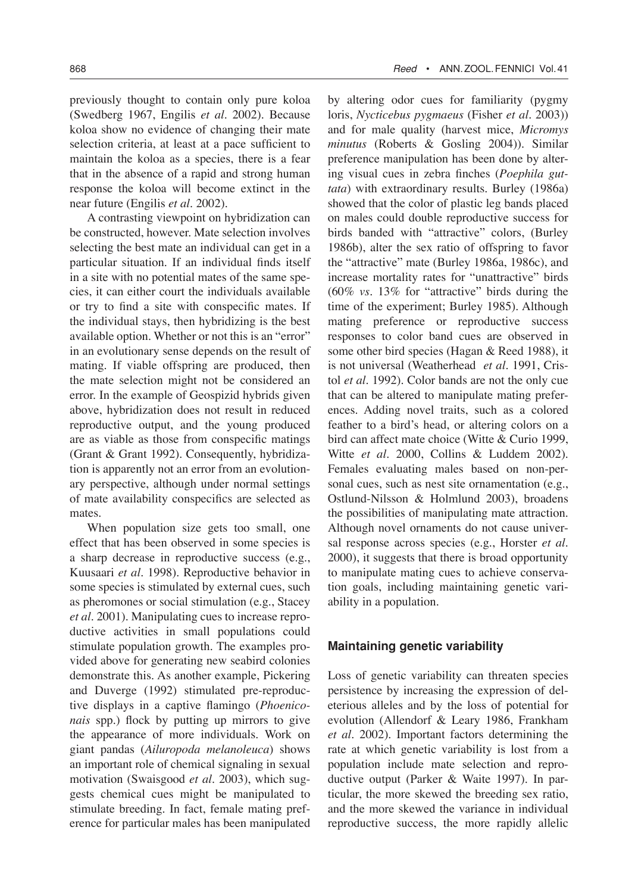previously thought to contain only pure koloa (Swedberg 1967, Engilis *et al*. 2002). Because koloa show no evidence of changing their mate selection criteria, at least at a pace sufficient to maintain the koloa as a species, there is a fear that in the absence of a rapid and strong human response the koloa will become extinct in the near future (Engilis *et al*. 2002).

A contrasting viewpoint on hybridization can be constructed, however. Mate selection involves selecting the best mate an individual can get in a particular situation. If an individual finds itself in a site with no potential mates of the same species, it can either court the individuals available or try to find a site with conspecific mates. If the individual stays, then hybridizing is the best available option. Whether or not this is an "error" in an evolutionary sense depends on the result of mating. If viable offspring are produced, then the mate selection might not be considered an error. In the example of Geospizid hybrids given above, hybridization does not result in reduced reproductive output, and the young produced are as viable as those from conspecific matings (Grant & Grant 1992). Consequently, hybridization is apparently not an error from an evolutionary perspective, although under normal settings of mate availability conspecifics are selected as mates.

When population size gets too small, one effect that has been observed in some species is a sharp decrease in reproductive success (e.g., Kuusaari *et al*. 1998). Reproductive behavior in some species is stimulated by external cues, such as pheromones or social stimulation (e.g., Stacey *et al*. 2001). Manipulating cues to increase reproductive activities in small populations could stimulate population growth. The examples provided above for generating new seabird colonies demonstrate this. As another example, Pickering and Duverge (1992) stimulated pre-reproductive displays in a captive flamingo (*Phoeniconais* spp.) flock by putting up mirrors to give the appearance of more individuals. Work on giant pandas (*Ailuropoda melanoleuca*) shows an important role of chemical signaling in sexual motivation (Swaisgood *et al*. 2003), which suggests chemical cues might be manipulated to stimulate breeding. In fact, female mating preference for particular males has been manipulated by altering odor cues for familiarity (pygmy loris, *Nycticebus pygmaeus* (Fisher *et al*. 2003)) and for male quality (harvest mice, *Micromys minutus* (Roberts & Gosling 2004)). Similar preference manipulation has been done by altering visual cues in zebra finches (*Poephila guttata*) with extraordinary results. Burley (1986a) showed that the color of plastic leg bands placed on males could double reproductive success for birds banded with "attractive" colors, (Burley 1986b), alter the sex ratio of offspring to favor the "attractive" mate (Burley 1986a, 1986c), and increase mortality rates for "unattractive" birds (60% *vs*. 13% for "attractive" birds during the time of the experiment; Burley 1985). Although mating preference or reproductive success responses to color band cues are observed in some other bird species (Hagan & Reed 1988), it is not universal (Weatherhead *et al*. 1991, Cristol *et al*. 1992). Color bands are not the only cue that can be altered to manipulate mating preferences. Adding novel traits, such as a colored feather to a bird's head, or altering colors on a bird can affect mate choice (Witte & Curio 1999, Witte *et al*. 2000, Collins & Luddem 2002). Females evaluating males based on non-personal cues, such as nest site ornamentation (e.g., Ostlund-Nilsson & Holmlund 2003), broadens the possibilities of manipulating mate attraction. Although novel ornaments do not cause universal response across species (e.g., Horster *et al*. 2000), it suggests that there is broad opportunity to manipulate mating cues to achieve conservation goals, including maintaining genetic variability in a population.

## Maintaining genetic variability

Loss of genetic variability can threaten species persistence by increasing the expression of deleterious alleles and by the loss of potential for evolution (Allendorf & Leary 1986, Frankham *et al*. 2002). Important factors determining the rate at which genetic variability is lost from a population include mate selection and reproductive output (Parker & Waite 1997). In particular, the more skewed the breeding sex ratio, and the more skewed the variance in individual reproductive success, the more rapidly allelic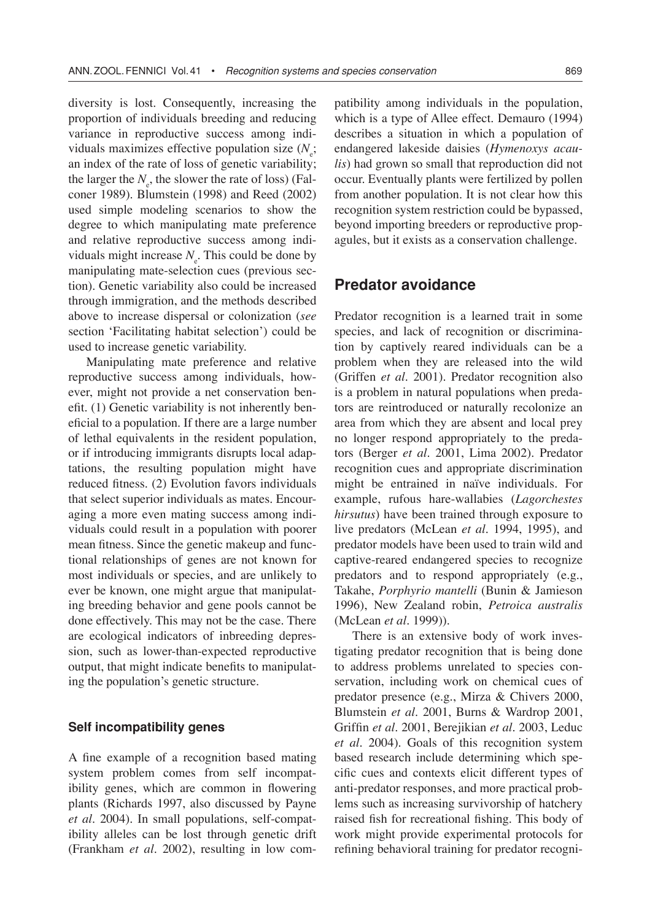diversity is lost. Consequently, increasing the proportion of individuals breeding and reducing variance in reproductive success among individuals maximizes effective population size ($N_e$; an index of the rate of loss of genetic variability; the larger the $N_e$, the slower the rate of loss) (Falconer 1989). Blumstein (1998) and Reed (2002) used simple modeling scenarios to show the degree to which manipulating mate preference and relative reproductive success among individuals might increase $N_e$. This could be done by manipulating mate-selection cues (previous section). Genetic variability also could be increased through immigration, and the methods described above to increase dispersal or colonization (*see* section 'Facilitating habitat selection') could be used to increase genetic variability.

Manipulating mate preference and relative reproductive success among individuals, however, might not provide a net conservation benefit. (1) Genetic variability is not inherently beneficial to a population. If there are a large number of lethal equivalents in the resident population, or if introducing immigrants disrupts local adaptations, the resulting population might have reduced fitness. (2) Evolution favors individuals that select superior individuals as mates. Encouraging a more even mating success among individuals could result in a population with poorer mean fitness. Since the genetic makeup and functional relationships of genes are not known for most individuals or species, and are unlikely to ever be known, one might argue that manipulating breeding behavior and gene pools cannot be done effectively. This may not be the case. There are ecological indicators of inbreeding depression, such as lower-than-expected reproductive output, that might indicate benefits to manipulating the population's genetic structure.

### Self incompatibility genes

A fine example of a recognition based mating system problem comes from self incompatibility genes, which are common in flowering plants (Richards 1997, also discussed by Payne *et al.* 2004). In small populations, self-compatibility alleles can be lost through genetic drift (Frankham *et al.* 2002), resulting in low compatibility among individuals in the population, which is a type of Allee effect. Demauro (1994) describes a situation in which a population of endangered lakeside daisies (*Hymenoxys acaulis*) had grown so small that reproduction did not occur. Eventually plants were fertilized by pollen from another population. It is not clear how this recognition system restriction could be bypassed, beyond importing breeders or reproductive propagules, but it exists as a conservation challenge.

## Predator avoidance

Predator recognition is a learned trait in some species, and lack of recognition or discrimination by captively reared individuals can be a problem when they are released into the wild (Griffen *et al.* 2001). Predator recognition also is a problem in natural populations when predators are reintroduced or naturally recolonize an area from which they are absent and local prey no longer respond appropriately to the predators (Berger *et al.* 2001, Lima 2002). Predator recognition cues and appropriate discrimination might be entrained in naïve individuals. For example, rufous hare-wallabies (*Lagorchestes hirsutus*) have been trained through exposure to live predators (McLean *et al.* 1994, 1995), and predator models have been used to train wild and captive-reared endangered species to recognize predators and to respond appropriately (e.g., Takahe, *Porphyrio mantelli* (Bunin & Jamieson 1996), New Zealand robin, *Petroica australis* (McLean *et al.* 1999)).

There is an extensive body of work investigating predator recognition that is being done to address problems unrelated to species conservation, including work on chemical cues of predator presence (e.g., Mirza & Chivers 2000, Blumstein *et al.* 2001, Burns & Wardrop 2001, Griffin *et al.* 2001, Berejikian *et al.* 2003, Leduc *et al.* 2004). Goals of this recognition system based research include determining which specific cues and contexts elicit different types of anti-predator responses, and more practical problems such as increasing survivorship of hatchery raised fish for recreational fishing. This body of work might provide experimental protocols for refining behavioral training for predator recogni-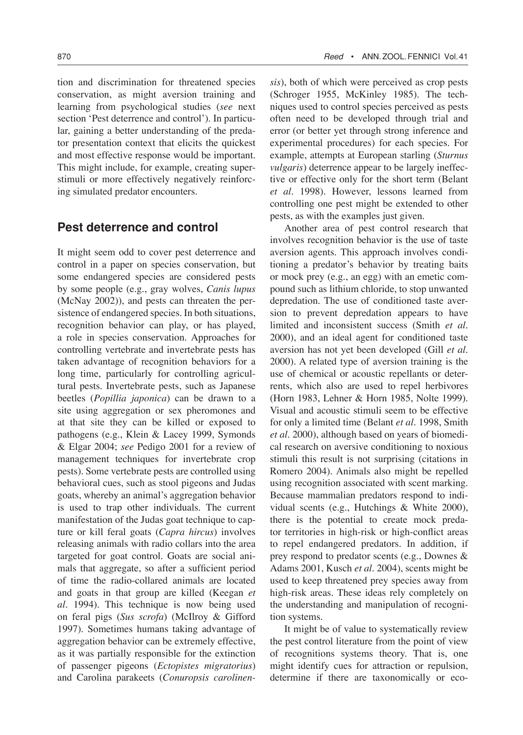tion and discrimination for threatened species conservation, as might aversion training and learning from psychological studies (*see* next section 'Pest deterrence and control'). In particular, gaining a better understanding of the predator presentation context that elicits the quickest and most effective response would be important. This might include, for example, creating superstimuli or more effectively negatively reinforcing simulated predator encounters.

## Pest deterrence and control

It might seem odd to cover pest deterrence and control in a paper on species conservation, but some endangered species are considered pests by some people (e.g., gray wolves, *Canis lupus* (McNay 2002)), and pests can threaten the persistence of endangered species. In both situations, recognition behavior can play, or has played, a role in species conservation. Approaches for controlling vertebrate and invertebrate pests has taken advantage of recognition behaviors for a long time, particularly for controlling agricultural pests. Invertebrate pests, such as Japanese beetles (*Popillia japonica*) can be drawn to a site using aggregation or sex pheromones and at that site they can be killed or exposed to pathogens (e.g., Klein & Lacey 1999, Symonds & Elgar 2004; *see* Pedigo 2001 for a review of management techniques for invertebrate crop pests). Some vertebrate pests are controlled using behavioral cues, such as stool pigeons and Judas goats, whereby an animal's aggregation behavior is used to trap other individuals. The current manifestation of the Judas goat technique to capture or kill feral goats (*Capra hircus*) involves releasing animals with radio collars into the area targeted for goat control. Goats are social animals that aggregate, so after a sufficient period of time the radio-collared animals are located and goats in that group are killed (Keegan *et al*. 1994). This technique is now being used on feral pigs (*Sus scrofa*) (McIlroy & Gifford 1997). Sometimes humans taking advantage of aggregation behavior can be extremely effective, as it was partially responsible for the extinction of passenger pigeons (*Ectopistes migratorius*) and Carolina parakeets (*Conuropsis carolinensis*), both of which were perceived as crop pests (Schroger 1955, McKinley 1985). The techniques used to control species perceived as pests often need to be developed through trial and error (or better yet through strong inference and experimental procedures) for each species. For example, attempts at European starling (*Sturnus vulgaris*) deterrence appear to be largely ineffective or effective only for the short term (Belant *et al*. 1998). However, lessons learned from controlling one pest might be extended to other pests, as with the examples just given.

Another area of pest control research that involves recognition behavior is the use of taste aversion agents. This approach involves conditioning a predator's behavior by treating baits or mock prey (e.g., an egg) with an emetic compound such as lithium chloride, to stop unwanted depredation. The use of conditioned taste aversion to prevent depredation appears to have limited and inconsistent success (Smith *et al*. 2000), and an ideal agent for conditioned taste aversion has not yet been developed (Gill *et al*. 2000). A related type of aversion training is the use of chemical or acoustic repellants or deterrents, which also are used to repel herbivores (Horn 1983, Lehner & Horn 1985, Nolte 1999). Visual and acoustic stimuli seem to be effective for only a limited time (Belant *et al*. 1998, Smith *et al*. 2000), although based on years of biomedical research on aversive conditioning to noxious stimuli this result is not surprising (citations in Romero 2004). Animals also might be repelled using recognition associated with scent marking. Because mammalian predators respond to individual scents (e.g., Hutchings & White 2000), there is the potential to create mock predator territories in high-risk or high-conflict areas to repel endangered predators. In addition, if prey respond to predator scents (e.g., Downes & Adams 2001, Kusch *et al*. 2004), scents might be used to keep threatened prey species away from high-risk areas. These ideas rely completely on the understanding and manipulation of recognition systems.

It might be of value to systematically review the pest control literature from the point of view of recognitions systems theory. That is, one might identify cues for attraction or repulsion, determine if there are taxonomically or eco-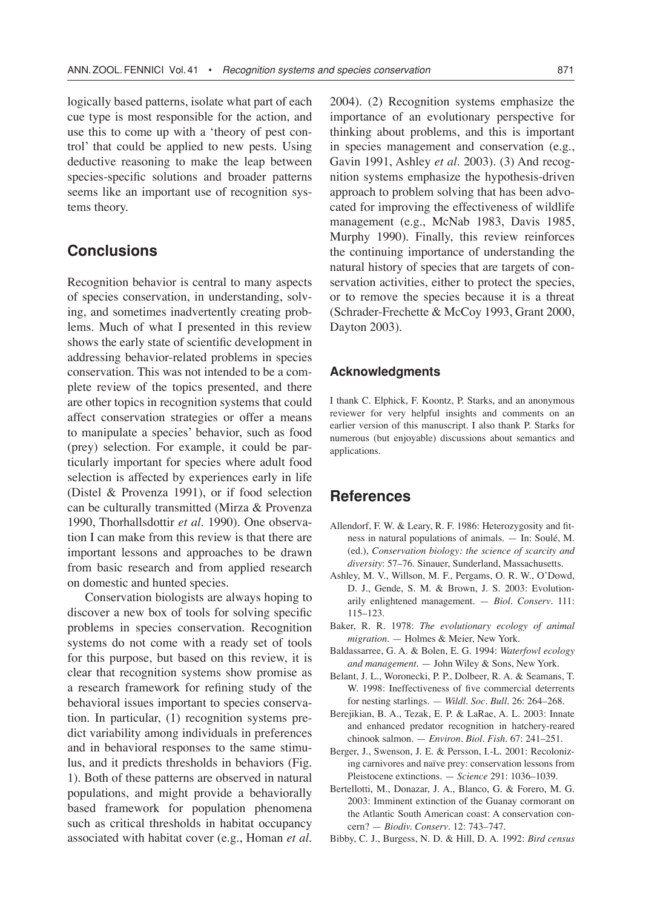logically based patterns, isolate what part of each cue type is most responsible for the action, and use this to come up with a 'theory of pest control' that could be applied to new pests. Using deductive reasoning to make the leap between species-specific solutions and broader patterns seems like an important use of recognition systems theory.

## Conclusions

Recognition behavior is central to many aspects of species conservation, in understanding, solving, and sometimes inadvertently creating problems. Much of what I presented in this review shows the early state of scientific development in addressing behavior-related problems in species conservation. This was not intended to be a complete review of the topics presented, and there are other topics in recognition systems that could affect conservation strategies or offer a means to manipulate a species' behavior, such as food (prey) selection. For example, it could be particularly important for species where adult food selection is affected by experiences early in life (Distel & Provenza 1991), or if food selection can be culturally transmitted (Mirza & Provenza 1990, Thorhallsdottir *et al*. 1990). One observation I can make from this review is that there are important lessons and approaches to be drawn from basic research and from applied research on domestic and hunted species.

Conservation biologists are always hoping to discover a new box of tools for solving specific problems in species conservation. Recognition systems do not come with a ready set of tools for this purpose, but based on this review, it is clear that recognition systems show promise as a research framework for refining study of the behavioral issues important to species conservation. In particular, (1) recognition systems predict variability among individuals in preferences and in behavioral responses to the same stimulus, and it predicts thresholds in behaviors (Fig. 1). Both of these patterns are observed in natural populations, and might provide a behaviorally based framework for population phenomena such as critical thresholds in habitat occupancy associated with habitat cover (e.g., Homan *et al*. 2004). (2) Recognition systems emphasize the importance of an evolutionary perspective for thinking about problems, and this is important in species management and conservation (e.g., Gavin 1991, Ashley *et al*. 2003). (3) And recognition systems emphasize the hypothesis-driven approach to problem solving that has been advocated for improving the effectiveness of wildlife management (e.g., McNab 1983, Davis 1985, Murphy 1990). Finally, this review reinforces the continuing importance of understanding the natural history of species that are targets of conservation activities, either to protect the species, or to remove the species because it is a threat (Schrader-Frechette & McCoy 1993, Grant 2000, Dayton 2003).

### Acknowledgments

I thank C. Elphick, F. Koontz, P. Starks, and an anonymous reviewer for very helpful insights and comments on an earlier version of this manuscript. I also thank P. Starks for numerous (but enjoyable) discussions about semantics and applications.

## References

- Allendorf, F. W. & Leary, R. F. 1986: Heterozygosity and fitness in natural populations of animals. — In: Soulé, M. (ed.), *Conservation biology: the science of scarcity and diversity*: 57–76. Sinauer, Sunderland, Massachusetts.
- Ashley, M. V., Willson, M. F., Pergams, O. R. W., O'Dowd, D. J., Gende, S. M. & Brown, J. S. 2003: Evolutionarily enlightened management. — *Biol. Conserv*. 111: 115–123.
- Baker, R. R. 1978: *The evolutionary ecology of animal migration*. — Holmes & Meier, New York.
- Baldassarree, G. A. & Bolen, E. G. 1994: *Waterfowl ecology and management*. — John Wiley & Sons, New York.
- Belant, J. L., Woronecki, P. P., Dolbeer, R. A. & Seamans, T. W. 1998: Ineffectiveness of five commercial deterrents for nesting starlings. — *Wildl. Soc. Bull*. 26: 264–268.
- Berejikian, B. A., Tezak, E. P. & LaRae, A. L. 2003: Innate and enhanced predator recognition in hatchery-reared chinook salmon. — *Environ. Biol. Fish*. 67: 241–251.
- Berger, J., Swenson, J. E. & Persson, I.-L. 2001: Recolonizing carnivores and naïve prey: conservation lessons from Pleistocene extinctions. — *Science* 291: 1036–1039.
- Bertellotti, M., Donazar, J. A., Blanco, G. & Forero, M. G. 2003: Imminent extinction of the Guanay cormorant on the Atlantic South American coast: A conservation concern? — *Biodiv. Conserv*. 12: 743–747.
- Bibby, C. J., Burgess, N. D. & Hill, D. A. 1992: *Bird census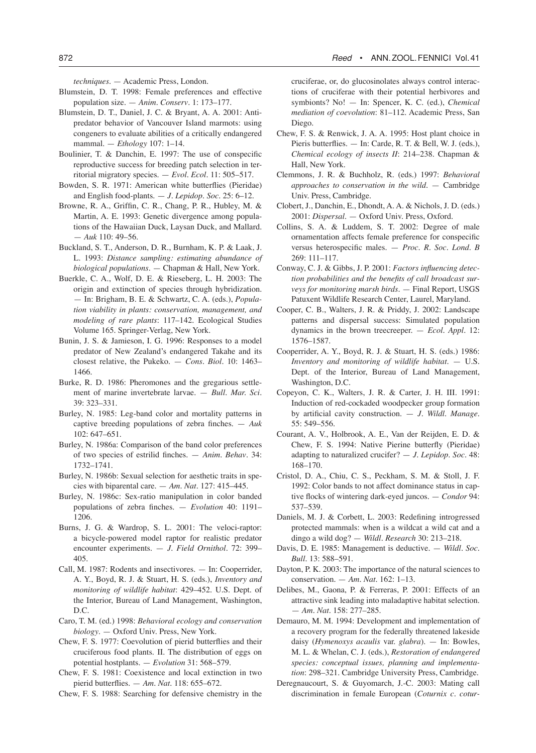*techniques*. — Academic Press, London.

Blumstein, D. T. 1998: Female preferences and effective population size. — *Anim. Conserv*. 1: 173–177.

Blumstein, D. T., Daniel, J. C. & Bryant, A. A. 2001: Antipredator behavior of Vancouver Island marmots: using congeners to evaluate abilities of a critically endangered mammal. — *Ethology* 107: 1–14.

Boulinier, T. & Danchin, E. 1997: The use of conspecific reproductive success for breeding patch selection in territorial migratory species. — *Evol. Ecol*. 11: 505–517.

Bowden, S. R. 1971: American white butterflies (Pieridae) and English food-plants. — *J. Lepidop. Soc*. 25: 6–12.

Browne, R. A., Griffin, C. R., Chang, P. R., Hubley, M. & Martin, A. E. 1993: Genetic divergence among populations of the Hawaiian Duck, Laysan Duck, and Mallard. — *Auk* 110: 49–56.

Buckland, S. T., Anderson, D. R., Burnham, K. P. & Laak, J. L. 1993: *Distance sampling: estimating abundance of biological populations*. — Chapman & Hall, New York.

Buerkle, C. A., Wolf, D. E. & Rieseberg, L. H. 2003: The origin and extinction of species through hybridization. — In: Brigham, B. E. & Schwartz, C. A. (eds.), *Population viability in plants: conservation, management, and modeling of rare plants*: 117–142. Ecological Studies Volume 165. Springer-Verlag, New York.

Bunin, J. S. & Jamieson, I. G. 1996: Responses to a model predator of New Zealand's endangered Takahe and its closest relative, the Pukeko. — *Cons. Biol*. 10: 1463–1466.

Burke, R. D. 1986: Pheromones and the gregarious settlement of marine invertebrate larvae. — *Bull. Mar. Sci*. 39: 323–331.

Burley, N. 1985: Leg-band color and mortality patterns in captive breeding populations of zebra finches. — *Auk* 102: 647–651.

Burley, N. 1986a: Comparison of the band color preferences of two species of estrilid finches. — *Anim. Behav*. 34: 1732–1741.

Burley, N. 1986b: Sexual selection for aesthetic traits in species with biparental care. — *Am. Nat*. 127: 415–445.

Burley, N. 1986c: Sex-ratio manipulation in color banded populations of zebra finches. — *Evolution* 40: 1191–1206.

Burns, J. G. & Wardrop, S. L. 2001: The veloci-raptor: a bicycle-powered model raptor for realistic predator encounter experiments. — *J. Field Ornithol*. 72: 399–405.

Call, M. 1987: Rodents and insectivores. — In: Cooperrider, A. Y., Boyd, R. J. & Stuart, H. S. (eds.), *Inventory and monitoring of wildlife habitat*: 429–452. U.S. Dept. of the Interior, Bureau of Land Management, Washington, D.C.

Caro, T. M. (ed.) 1998: *Behavioral ecology and conservation biology*. — Oxford Univ. Press, New York.

Chew, F. S. 1977: Coevolution of pierid butterflies and their cruciferous food plants. II. The distribution of eggs on potential hostplants. — *Evolution* 31: 568–579.

Chew, F. S. 1981: Coexistence and local extinction in two pierid butterflies. — *Am. Nat*. 118: 655–672.

Chew, F. S. 1988: Searching for defensive chemistry in the cruciferae, or, do glucosinolates always control interactions of cruciferae with their potential herbivores and symbionts? No! — In: Spencer, K. C. (ed.), *Chemical mediation of coevolution*: 81–112. Academic Press, San Diego.

Chew, F. S. & Renwick, J. A. A. 1995: Host plant choice in Pieris butterflies. — In: Carde, R. T. & Bell, W. J. (eds.), *Chemical ecology of insects II*: 214–238. Chapman & Hall, New York.

Clemmons, J. R. & Buchholz, R. (eds.) 1997: *Behavioral approaches to conservation in the wild*. — Cambridge Univ. Press, Cambridge.

Clobert, J., Danchin, E., Dhondt, A. A. & Nichols, J. D. (eds.) 2001: *Dispersal*. — Oxford Univ. Press, Oxford.

Collins, S. A. & Luddem, S. T. 2002: Degree of male ornamentation affects female preference for conspecific versus heterospecific males. — *Proc. R. Soc. Lond. B* 269: 111–117.

Conway, C. J. & Gibbs, J. P. 2001: *Factors influencing detection probabilities and the benefits of call broadcast surveys for monitoring marsh birds*. — Final Report, USGS Patuxent Wildlife Research Center, Laurel, Maryland.

Cooper, C. B., Walters, J. R. & Priddy, J. 2002: Landscape patterns and dispersal success: Simulated population dynamics in the brown treecreeper. — *Ecol. Appl*. 12: 1576–1587.

Cooperrider, A. Y., Boyd, R. J. & Stuart, H. S. (eds.) 1986: *Inventory and monitoring of wildlife habitat*. — U.S. Dept. of the Interior, Bureau of Land Management, Washington, D.C.

Copeyon, C. K., Walters, J. R. & Carter, J. H. III. 1991: Induction of red-cockaded woodpecker group formation by artificial cavity construction. — *J. Wildl. Manage*. 55: 549–556.

Courant, A. V., Holbrook, A. E., Van der Reijden, E. D. & Chew, F. S. 1994: Native Pierine butterfly (Pieridae) adapting to naturalized crucifer? — *J. Lepidop. Soc*. 48: 168–170.

Cristol, D. A., Chiu, C. S., Peckham, S. M. & Stoll, J. F. 1992: Color bands to not affect dominance status in captive flocks of wintering dark-eyed juncos. — *Condor* 94: 537–539.

Daniels, M. J. & Corbett, L. 2003: Redefining introgressed protected mammals: when is a wildcat a wild cat and a dingo a wild dog? — *Wildl. Research* 30: 213–218.

Davis, D. E. 1985: Management is deductive. — *Wildl. Soc. Bull*. 13: 588–591.

Dayton, P. K. 2003: The importance of the natural sciences to conservation. — *Am. Nat*. 162: 1–13.

Delibes, M., Gaona, P. & Ferreras, P. 2001: Effects of an attractive sink leading into maladaptive habitat selection. — *Am. Nat*. 158: 277–285.

Demauro, M. M. 1994: Development and implementation of a recovery program for the federally threatened lakeside daisy (*Hymenoxys acaulis* var. *glabra*). — In: Bowles, M. L. & Whelan, C. J. (eds.), *Restoration of endangered species: conceptual issues, planning and implementation*: 298–321. Cambridge University Press, Cambridge.

Deregnaucourt, S. & Guyomarch, J.-C. 2003: Mating call discrimination in female European (*Coturnix c. cotur-*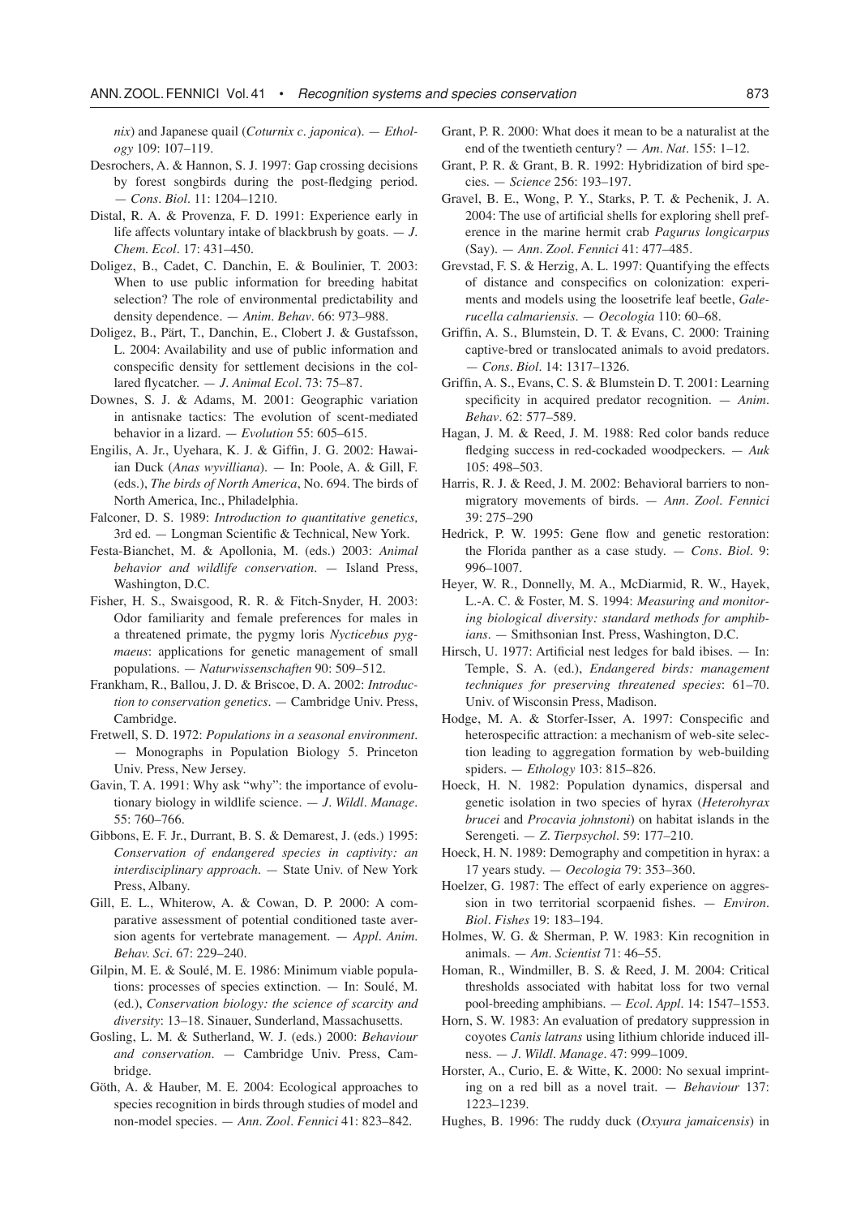*nix*) and Japanese quail (*Coturnix c. japonica*). — *Ethology* 109: 107–119.

Desrochers, A. & Hannon, S. J. 1997: Gap crossing decisions by forest songbirds during the post-fledging period. — *Cons. Biol.* 11: 1204–1210.

Distal, R. A. & Provenza, F. D. 1991: Experience early in life affects voluntary intake of blackbrush by goats. — *J. Chem. Ecol.* 17: 431–450.

Doligez, B., Cadet, C. Danchin, E. & Boulinier, T. 2003: When to use public information for breeding habitat selection? The role of environmental predictability and density dependence. — *Anim. Behav.* 66: 973–988.

Doligez, B., Pärt, T., Danchin, E., Clobert J. & Gustafsson, L. 2004: Availability and use of public information and conspecific density for settlement decisions in the collared flycatcher. — *J. Animal Ecol.* 73: 75–87.

Downes, S. J. & Adams, M. 2001: Geographic variation in antisnake tactics: The evolution of scent-mediated behavior in a lizard. — *Evolution* 55: 605–615.

Engilis, A. Jr., Uyehara, K. J. & Giffin, J. G. 2002: Hawaiian Duck (*Anas wyvilliana*). — In: Poole, A. & Gill, F. (eds.), *The birds of North America*, No. 694. The birds of North America, Inc., Philadelphia.

Falconer, D. S. 1989: *Introduction to quantitative genetics,* 3rd ed. — Longman Scientific & Technical, New York.

Festa-Bianchet, M. & Apollonia, M. (eds.) 2003: *Animal behavior and wildlife conservation*. — Island Press, Washington, D.C.

Fisher, H. S., Swaisgood, R. R. & Fitch-Snyder, H. 2003: Odor familiarity and female preferences for males in a threatened primate, the pygmy loris *Nycticebus pygmaeus*: applications for genetic management of small populations. — *Naturwissenschaften* 90: 509–512.

Frankham, R., Ballou, J. D. & Briscoe, D. A. 2002: *Introduction to conservation genetics*. — Cambridge Univ. Press, Cambridge.

Fretwell, S. D. 1972: *Populations in a seasonal environment*. — Monographs in Population Biology 5. Princeton Univ. Press, New Jersey.

Gavin, T. A. 1991: Why ask "why": the importance of evolutionary biology in wildlife science. — *J. Wildl. Manage.* 55: 760–766.

Gibbons, E. F. Jr., Durrant, B. S. & Demarest, J. (eds.) 1995: *Conservation of endangered species in captivity: an interdisciplinary approach*. — State Univ. of New York Press, Albany.

Gill, E. L., Whiterow, A. & Cowan, D. P. 2000: A comparative assessment of potential conditioned taste aversion agents for vertebrate management. — *Appl. Anim. Behav. Sci.* 67: 229–240.

Gilpin, M. E. & Soulé, M. E. 1986: Minimum viable populations: processes of species extinction. — In: Soulé, M. (ed.), *Conservation biology: the science of scarcity and diversity*: 13–18. Sinauer, Sunderland, Massachusetts.

Gosling, L. M. & Sutherland, W. J. (eds.) 2000: *Behaviour and conservation*. — Cambridge Univ. Press, Cambridge.

Göth, A. & Hauber, M. E. 2004: Ecological approaches to species recognition in birds through studies of model and non-model species. — *Ann. Zool. Fennici* 41: 823–842.

Grant, P. R. 2000: What does it mean to be a naturalist at the end of the twentieth century? — *Am. Nat.* 155: 1–12.

Grant, P. R. & Grant, B. R. 1992: Hybridization of bird species. — *Science* 256: 193–197.

Gravel, B. E., Wong, P. Y., Starks, P. T. & Pechenik, J. A. 2004: The use of artificial shells for exploring shell preference in the marine hermit crab *Pagurus longicarpus* (Say). — *Ann. Zool. Fennici* 41: 477–485.

Grevstad, F. S. & Herzig, A. L. 1997: Quantifying the effects of distance and conspecifics on colonization: experiments and models using the loosetrife leaf beetle, *Galerucella calmariensis*. — *Oecologia* 110: 60–68.

Griffin, A. S., Blumstein, D. T. & Evans, C. 2000: Training captive-bred or translocated animals to avoid predators. — *Cons. Biol.* 14: 1317–1326.

Griffin, A. S., Evans, C. S. & Blumstein D. T. 2001: Learning specificity in acquired predator recognition. — *Anim. Behav.* 62: 577–589.

Hagan, J. M. & Reed, J. M. 1988: Red color bands reduce fledging success in red-cockaded woodpeckers. — *Auk* 105: 498–503.

Harris, R. J. & Reed, J. M. 2002: Behavioral barriers to non-migratory movements of birds. — *Ann. Zool. Fennici* 39: 275–290

Hedrick, P. W. 1995: Gene flow and genetic restoration: the Florida panther as a case study. — *Cons. Biol.* 9: 996–1007.

Heyer, W. R., Donnelly, M. A., McDiarmid, R. W., Hayek, L.-A. C. & Foster, M. S. 1994: *Measuring and monitoring biological diversity: standard methods for amphibians*. — Smithsonian Inst. Press, Washington, D.C.

Hirsch, U. 1977: Artificial nest ledges for bald ibises. — In: Temple, S. A. (ed.), *Endangered birds: management techniques for preserving threatened species*: 61–70. Univ. of Wisconsin Press, Madison.

Hodge, M. A. & Storfer-Isser, A. 1997: Conspecific and heterospecific attraction: a mechanism of web-site selection leading to aggregation formation by web-building spiders. — *Ethology* 103: 815–826.

Hoeck, H. N. 1982: Population dynamics, dispersal and genetic isolation in two species of hyrax (*Heterohyrax brucei* and *Procavia johnstoni*) on habitat islands in the Serengeti. — *Z. Tierpsychol.* 59: 177–210.

Hoeck, H. N. 1989: Demography and competition in hyrax: a 17 years study. — *Oecologia* 79: 353–360.

Hoelzer, G. 1987: The effect of early experience on aggression in two territorial scorpaenid fishes. — *Environ. Biol. Fishes* 19: 183–194.

Holmes, W. G. & Sherman, P. W. 1983: Kin recognition in animals. — *Am. Scientist* 71: 46–55.

Homan, R., Windmiller, B. S. & Reed, J. M. 2004: Critical thresholds associated with habitat loss for two vernal pool-breeding amphibians. — *Ecol. Appl.* 14: 1547–1553.

Horn, S. W. 1983: An evaluation of predatory suppression in coyotes *Canis latrans* using lithium chloride induced illness. — *J. Wildl. Manage.* 47: 999–1009.

Horster, A., Curio, E. & Witte, K. 2000: No sexual imprinting on a red bill as a novel trait. — *Behaviour* 137: 1223–1239.

Hughes, B. 1996: The ruddy duck (*Oxyura jamaicensis*) in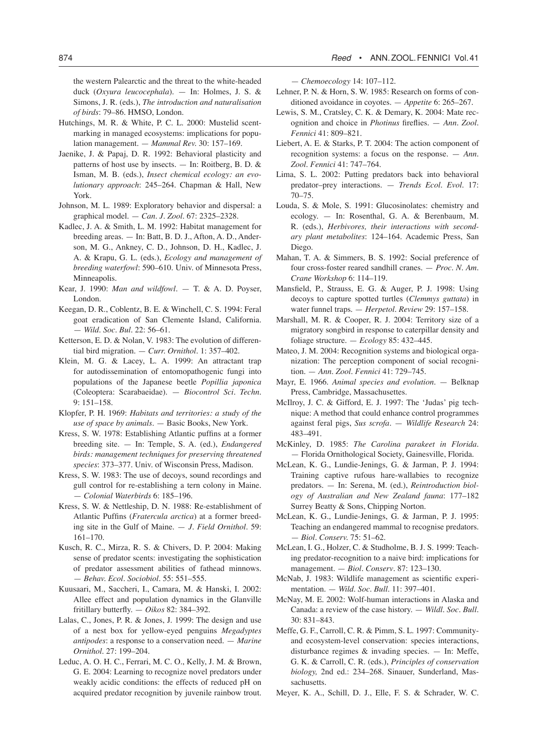the western Palearctic and the threat to the white-headed duck (*Oxyura leucocephala*). — In: Holmes, J. S. & Simons, J. R. (eds.), *The introduction and naturalisation of birds*: 79–86. HMSO, London.

Hutchings, M. R. & White, P. C. L. 2000: Mustelid scent-marking in managed ecosystems: implications for population management. — *Mammal Rev.* 30: 157–169.

Jaenike, J. & Papaj, D. R. 1992: Behavioral plasticity and patterns of host use by insects. — In: Roitberg, B. D. & Isman, M. B. (eds.), *Insect chemical ecology: an evolutionary approach*: 245–264. Chapman & Hall, New York.

Johnson, M. L. 1989: Exploratory behavior and dispersal: a graphical model. — *Can. J. Zool.* 67: 2325–2328.

Kadlec, J. A. & Smith, L. M. 1992: Habitat management for breeding areas. — In: Batt, B. D. J., Afton, A. D., Anderson, M. G., Ankney, C. D., Johnson, D. H., Kadlec, J. A. & Krapu, G. L. (eds.), *Ecology and management of breeding waterfowl*: 590–610. Univ. of Minnesota Press, Minneapolis.

Kear, J. 1990: *Man and wildfowl*. — T. & A. D. Poyser, London.

Keegan, D. R., Coblentz, B. E. & Winchell, C. S. 1994: Feral goat eradication of San Clemente Island, California. — *Wild. Soc. Bul.* 22: 56–61.

Ketterson, E. D. & Nolan, V. 1983: The evolution of differential bird migration. — *Curr. Ornithol.* 1: 357–402.

Klein, M. G. & Lacey, L. A. 1999: An attractant trap for autodissemination of entomopathogenic fungi into populations of the Japanese beetle *Popillia japonica* (Coleoptera: Scarabaeidae). — *Biocontrol Sci. Techn.* 9: 151–158.

Klopfer, P. H. 1969: *Habitats and territories: a study of the use of space by animals*. — Basic Books, New York.

Kress, S. W. 1978: Establishing Atlantic puffins at a former breeding site. — In: Temple, S. A. (ed.), *Endangered birds: management techniques for preserving threatened species*: 373–377. Univ. of Wisconsin Press, Madison.

Kress, S. W. 1983: The use of decoys, sound recordings and gull control for re-establishing a tern colony in Maine. — *Colonial Waterbirds* 6: 185–196.

Kress, S. W. & Nettleship, D. N. 1988: Re-establishment of Atlantic Puffins (*Fratercula arctica*) at a former breeding site in the Gulf of Maine. — *J. Field Ornithol.* 59: 161–170.

Kusch, R. C., Mirza, R. S. & Chivers, D. P. 2004: Making sense of predator scents: investigating the sophistication of predator assessment abilities of fathead minnows. — *Behav. Ecol. Sociobiol.* 55: 551–555.

Kuusaari, M., Saccheri, I., Camara, M. & Hanski, I. 2002: Allee effect and population dynamics in the Glanville fritillary butterfly. — *Oikos* 82: 384–392.

Lalas, C., Jones, P. R. & Jones, J. 1999: The design and use of a nest box for yellow-eyed penguins *Megadyptes antipodes*: a response to a conservation need. — *Marine Ornithol.* 27: 199–204.

Leduc, A. O. H. C., Ferrari, M. C. O., Kelly, J. M. & Brown, G. E. 2004: Learning to recognize novel predators under weakly acidic conditions: the effects of reduced pH on acquired predator recognition by juvenile rainbow trout. — *Chemoecology* 14: 107–112.

Lehner, P. N. & Horn, S. W. 1985: Research on forms of conditioned avoidance in coyotes. — *Appetite* 6: 265–267.

Lewis, S. M., Cratsley, C. K. & Demary, K. 2004: Mate recognition and choice in *Photinus* fireflies. — *Ann. Zool. Fennici* 41: 809–821.

Liebert, A. E. & Starks, P. T. 2004: The action component of recognition systems: a focus on the response. — *Ann. Zool. Fennici* 41: 747–764.

Lima, S. L. 2002: Putting predators back into behavioral predator–prey interactions. — *Trends Ecol. Evol.* 17: 70–75.

Louda, S. & Mole, S. 1991: Glucosinolates: chemistry and ecology. — In: Rosenthal, G. A. & Berenbaum, M. R. (eds.), *Herbivores, their interactions with secondary plant metabolites*: 124–164. Academic Press, San Diego.

Mahan, T. A. & Simmers, B. S. 1992: Social preference of four cross-foster reared sandhill cranes. — *Proc. N. Am. Crane Workshop* 6: 114–119.

Mansfield, P., Strauss, E. G. & Auger, P. J. 1998: Using decoys to capture spotted turtles (*Clemmys guttata*) in water funnel traps. — *Herpetol. Review* 29: 157–158.

Marshall, M. R. & Cooper, R. J. 2004: Territory size of a migratory songbird in response to caterpillar density and foliage structure. — *Ecology* 85: 432–445.

Mateo, J. M. 2004: Recognition systems and biological organization: The perception component of social recognition. — *Ann. Zool. Fennici* 41: 729–745.

Mayr, E. 1966. *Animal species and evolution*. — Belknap Press, Cambridge, Massachusettes.

McIlroy, J. C. & Gifford, E. J. 1997: The 'Judas' pig technique: A method that could enhance control programmes against feral pigs, *Sus scrofa*. — *Wildlife Research* 24: 483–491.

McKinley, D. 1985: *The Carolina parakeet in Florida*. — Florida Ornithological Society, Gainesville, Florida.

McLean, K. G., Lundie-Jenings, G. & Jarman, P. J. 1994: Training captive rufous hare-wallabies to recognize predators. — In: Serena, M. (ed.), *Reintroduction biology of Australian and New Zealand fauna*: 177–182 Surrey Beatty & Sons, Chipping Norton.

McLean, K. G., Lundie-Jenings, G. & Jarman, P. J. 1995: Teaching an endangered mammal to recognise predators. — *Biol. Conserv.* 75: 51–62.

McLean, I. G., Holzer, C. & Studholme, B. J. S. 1999: Teaching predator-recognition to a naive bird: implications for management. — *Biol. Conserv*. 87: 123–130.

McNab, J. 1983: Wildlife management as scientific experimentation. — *Wild. Soc. Bull.* 11: 397–401.

McNay, M. E. 2002: Wolf-human interactions in Alaska and Canada: a review of the case history. — *Wildl. Soc. Bull.* 30: 831–843.

Meffe, G. F., Carroll, C. R. & Pimm, S. L. 1997: Community- and ecosystem-level conservation: species interactions, disturbance regimes & invading species. — In: Meffe, G. K. & Carroll, C. R. (eds.), *Principles of conservation biology,* 2nd ed.: 234–268. Sinauer, Sunderland, Massachusetts.

Meyer, K. A., Schill, D. J., Elle, F. S. & Schrader, W. C.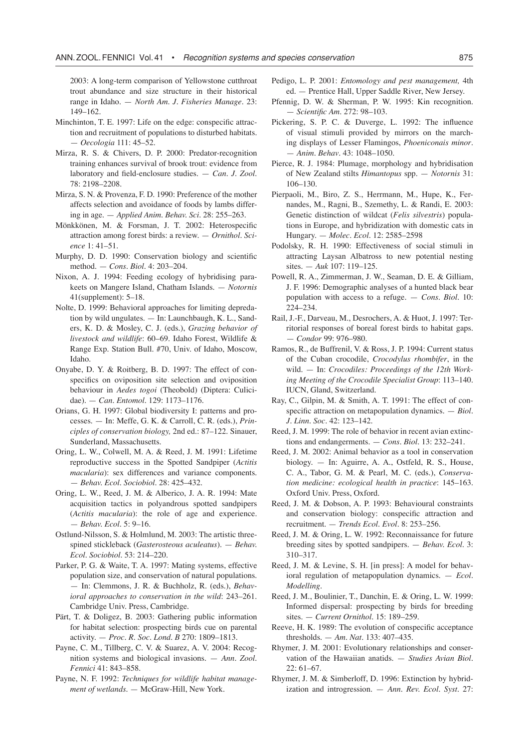2003: A long-term comparison of Yellowstone cutthroat trout abundance and size structure in their historical range in Idaho. — *North Am. J. Fisheries Manage.* 23: 149–162.

Minchinton, T. E. 1997: Life on the edge: conspecific attraction and recruitment of populations to disturbed habitats. — *Oecologia* 111: 45–52.

Mirza, R. S. & Chivers, D. P. 2000: Predator-recognition training enhances survival of brook trout: evidence from laboratory and field-enclosure studies. — *Can. J. Zool.* 78: 2198–2208.

Mirza, S. N. & Provenza, F. D. 1990: Preference of the mother affects selection and avoidance of foods by lambs differing in age. — *Applied Anim. Behav. Sci.* 28: 255–263.

Mönkkönen, M. & Forsman, J. T. 2002: Heterospecific attraction among forest birds: a review. — *Ornithol. Science* 1: 41–51.

Murphy, D. D. 1990: Conservation biology and scientific method. — *Cons. Biol.* 4: 203–204.

Nixon, A. J. 1994: Feeding ecology of hybridising parakeets on Mangere Island, Chatham Islands. — *Notornis* 41(supplement): 5–18.

Nolte, D. 1999: Behavioral approaches for limiting depredation by wild ungulates. — In: Launchbaugh, K. L., Sanders, K. D. & Mosley, C. J. (eds.), *Grazing behavior of livestock and wildlife*: 60–69. Idaho Forest, Wildlife & Range Exp. Station Bull. #70, Univ. of Idaho, Moscow, Idaho.

Onyabe, D. Y. & Roitberg, B. D. 1997: The effect of conspecifics on oviposition site selection and oviposition behaviour in *Aedes togoi* (Theobold) (Diptera: Culicidae). — *Can. Entomol.* 129: 1173–1176.

Orians, G. H. 1997: Global biodiversity I: patterns and processes. — In: Meffe, G. K. & Carroll, C. R. (eds.), *Principles of conservation biology,* 2nd ed.: 87–122. Sinauer, Sunderland, Massachusetts.

Oring, L. W., Colwell, M. A. & Reed, J. M. 1991: Lifetime reproductive success in the Spotted Sandpiper (*Actitis macularia*): sex differences and variance components. — *Behav. Ecol. Sociobiol.* 28: 425–432.

Oring, L. W., Reed, J. M. & Alberico, J. A. R. 1994: Mate acquisition tactics in polyandrous spotted sandpipers (*Actitis macularia*): the role of age and experience. — *Behav. Ecol.* 5: 9–16.

Ostlund-Nilsson, S. & Holmlund, M. 2003: The artistic three-spined stickleback (*Gasterosteous aculeatus*). — *Behav. Ecol. Sociobiol.* 53: 214–220.

Parker, P. G. & Waite, T. A. 1997: Mating systems, effective population size, and conservation of natural populations. — In: Clemmons, J. R. & Buchholz, R. (eds.), *Behavioral approaches to conservation in the wild*: 243–261. Cambridge Univ. Press, Cambridge.

Pärt, T. & Doligez, B. 2003: Gathering public information for habitat selection: prospecting birds cue on parental activity. — *Proc. R. Soc. Lond. B* 270: 1809–1813.

Payne, C. M., Tillberg, C. V. & Suarez, A. V. 2004: Recognition systems and biological invasions. — *Ann. Zool. Fennici* 41: 843–858.

Payne, N. F. 1992: *Techniques for wildlife habitat management of wetlands.* — McGraw-Hill, New York.

Pedigo, L. P. 2001: *Entomology and pest management,* 4th ed. — Prentice Hall, Upper Saddle River, New Jersey.

Pfennig, D. W. & Sherman, P. W. 1995: Kin recognition. — *Scientific Am.* 272: 98–103.

Pickering, S. P. C. & Duverge, L. 1992: The influence of visual stimuli provided by mirrors on the marching displays of Lesser Flamingos, *Phoeniconais minor*. — *Anim. Behav.* 43: 1048–1050.

Pierce, R. J. 1984: Plumage, morphology and hybridisation of New Zealand stilts *Himantopus* spp. — *Notornis* 31: 106–130.

Pierpaoli, M., Biro, Z. S., Herrmann, M., Hupe, K., Fernandes, M., Ragni, B., Szemethy, L. & Randi, E. 2003: Genetic distinction of wildcat (*Felis silvestris*) populations in Europe, and hybridization with domestic cats in Hungary. — *Molec. Ecol.* 12: 2585–2598

Podolsky, R. H. 1990: Effectiveness of social stimuli in attracting Laysan Albatross to new potential nesting sites. — *Auk* 107: 119–125.

Powell, R. A., Zimmerman, J. W., Seaman, D. E. & Gilliam, J. F. 1996: Demographic analyses of a hunted black bear population with access to a refuge. — *Cons. Biol.* 10: 224–234.

Rail, J.-F., Darveau, M., Desrochers, A. & Huot, J. 1997: Territorial responses of boreal forest birds to habitat gaps. — *Condor* 99: 976–980.

Ramos, R., de Buffrenil, V. & Ross, J. P. 1994: Current status of the Cuban crocodile, *Crocodylus rhombifer*, in the wild. — In: *Crocodiles: Proceedings of the 12th Working Meeting of the Crocodile Specialist Group*: 113–140. IUCN, Gland, Switzerland.

Ray, C., Gilpin, M. & Smith, A. T. 1991: The effect of conspecific attraction on metapopulation dynamics. — *Biol. J. Linn. Soc.* 42: 123–142.

Reed, J. M. 1999: The role of behavior in recent avian extinctions and endangerments. — *Cons. Biol.* 13: 232–241.

Reed, J. M. 2002: Animal behavior as a tool in conservation biology. — In: Aguirre, A. A., Ostfeld, R. S., House, C. A., Tabor, G. M. & Pearl, M. C. (eds.), *Conservation medicine: ecological health in practice*: 145–163. Oxford Univ. Press, Oxford.

Reed, J. M. & Dobson, A. P. 1993: Behavioural constraints and conservation biology: conspecific attraction and recruitment. — *Trends Ecol. Evol.* 8: 253–256.

Reed, J. M. & Oring, L. W. 1992: Reconnaissance for future breeding sites by spotted sandpipers. — *Behav. Ecol.* 3: 310–317.

Reed, J. M. & Levine, S. H. [in press]: A model for behavioral regulation of metapopulation dynamics. — *Ecol. Modelling*.

Reed, J. M., Boulinier, T., Danchin, E. & Oring, L. W. 1999: Informed dispersal: prospecting by birds for breeding sites. — *Current Ornithol.* 15: 189–259.

Reeve, H. K. 1989: The evolution of conspecific acceptance thresholds. — *Am. Nat.* 133: 407–435.

Rhymer, J. M. 2001: Evolutionary relationships and conservation of the Hawaiian anatids. — *Studies Avian Biol.* 22: 61–67.

Rhymer, J. M. & Simberloff, D. 1996: Extinction by hybridization and introgression. — *Ann. Rev. Ecol. Syst.* 27: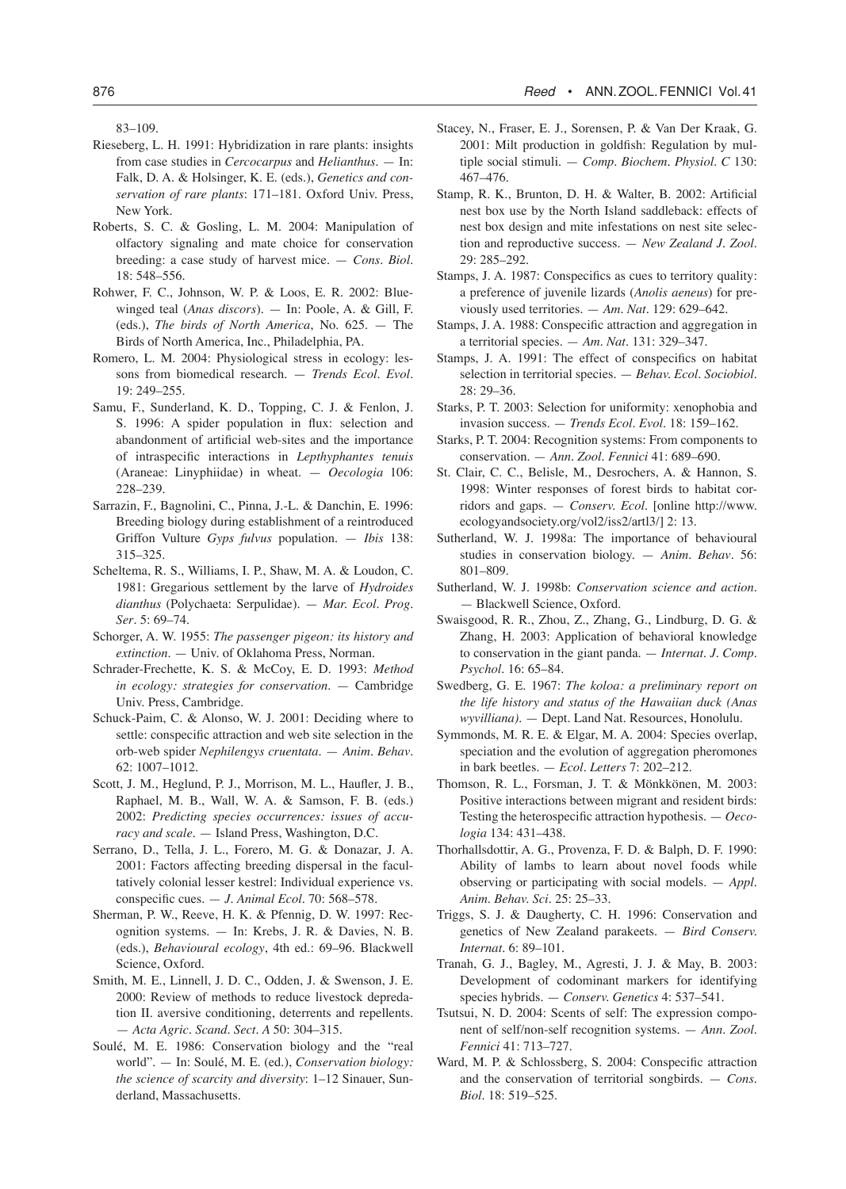83–109.

Rieseberg, L. H. 1991: Hybridization in rare plants: insights from case studies in *Cercocarpus* and *Helianthus*. — In: Falk, D. A. & Holsinger, K. E. (eds.), *Genetics and conservation of rare plants*: 171–181. Oxford Univ. Press, New York.

Roberts, S. C. & Gosling, L. M. 2004: Manipulation of olfactory signaling and mate choice for conservation breeding: a case study of harvest mice. — *Cons. Biol.* 18: 548–556.

Rohwer, F. C., Johnson, W. P. & Loos, E. R. 2002: Blue-winged teal (*Anas discors*). — In: Poole, A. & Gill, F. (eds.), *The birds of North America*, No. 625. — The Birds of North America, Inc., Philadelphia, PA.

Romero, L. M. 2004: Physiological stress in ecology: lessons from biomedical research. — *Trends Ecol. Evol.* 19: 249–255.

Samu, F., Sunderland, K. D., Topping, C. J. & Fenlon, J. S. 1996: A spider population in flux: selection and abandonment of artificial web-sites and the importance of intraspecific interactions in *Lepthyphantes tenuis* (Araneae: Linyphiidae) in wheat. — *Oecologia* 106: 228–239.

Sarrazin, F., Bagnolini, C., Pinna, J.-L. & Danchin, E. 1996: Breeding biology during establishment of a reintroduced Griffon Vulture *Gyps fulvus* population. — *Ibis* 138: 315–325.

Scheltema, R. S., Williams, I. P., Shaw, M. A. & Loudon, C. 1981: Gregarious settlement by the larve of *Hydroides dianthus* (Polychaeta: Serpulidae). — *Mar. Ecol. Prog. Ser.* 5: 69–74.

Schorger, A. W. 1955: *The passenger pigeon: its history and extinction*. — Univ. of Oklahoma Press, Norman.

Schrader-Frechette, K. S. & McCoy, E. D. 1993: *Method in ecology: strategies for conservation*. — Cambridge Univ. Press, Cambridge.

Schuck-Paim, C. & Alonso, W. J. 2001: Deciding where to settle: conspecific attraction and web site selection in the orb-web spider *Nephilengys cruentata*. — *Anim. Behav.* 62: 1007–1012.

Scott, J. M., Heglund, P. J., Morrison, M. L., Haufler, J. B., Raphael, M. B., Wall, W. A. & Samson, F. B. (eds.) 2002: *Predicting species occurrences: issues of accuracy and scale*. — Island Press, Washington, D.C.

Serrano, D., Tella, J. L., Forero, M. G. & Donazar, J. A. 2001: Factors affecting breeding dispersal in the facultatively colonial lesser kestrel: Individual experience vs. conspecific cues. — *J. Animal Ecol.* 70: 568–578.

Sherman, P. W., Reeve, H. K. & Pfennig, D. W. 1997: Recognition systems. — In: Krebs, J. R. & Davies, N. B. (eds.), *Behavioural ecology*, 4th ed.: 69–96. Blackwell Science, Oxford.

Smith, M. E., Linnell, J. D. C., Odden, J. & Swenson, J. E. 2000: Review of methods to reduce livestock depredation II. aversive conditioning, deterrents and repellents. — *Acta Agric. Scand. Sect. A* 50: 304–315.

Soulé, M. E. 1986: Conservation biology and the "real world". — In: Soulé, M. E. (ed.), *Conservation biology: the science of scarcity and diversity*: 1–12 Sinauer, Sunderland, Massachusetts.

Stacey, N., Fraser, E. J., Sorensen, P. & Van Der Kraak, G. 2001: Milt production in goldfish: Regulation by multiple social stimuli. — *Comp. Biochem. Physiol. C* 130: 467–476.

Stamp, R. K., Brunton, D. H. & Walter, B. 2002: Artificial nest box use by the North Island saddleback: effects of nest box design and mite infestations on nest site selection and reproductive success. — *New Zealand J. Zool.* 29: 285–292.

Stamps, J. A. 1987: Conspecifics as cues to territory quality: a preference of juvenile lizards (*Anolis aeneus*) for previously used territories. — *Am. Nat.* 129: 629–642.

Stamps, J. A. 1988: Conspecific attraction and aggregation in a territorial species. — *Am. Nat.* 131: 329–347.

Stamps, J. A. 1991: The effect of conspecifics on habitat selection in territorial species. — *Behav. Ecol. Sociobiol.* 28: 29–36.

Starks, P. T. 2003: Selection for uniformity: xenophobia and invasion success. — *Trends Ecol. Evol.* 18: 159–162.

Starks, P. T. 2004: Recognition systems: From components to conservation. — *Ann. Zool. Fennici* 41: 689–690.

St. Clair, C. C., Belisle, M., Desrochers, A. & Hannon, S. 1998: Winter responses of forest birds to habitat corridors and gaps. — *Conserv. Ecol.* [online http://www.ecologyandsociety.org/vol2/iss2/artl3/] 2: 13.

Sutherland, W. J. 1998a: The importance of behavioural studies in conservation biology. — *Anim. Behav.* 56: 801–809.

Sutherland, W. J. 1998b: *Conservation science and action*. — Blackwell Science, Oxford.

Swaisgood, R. R., Zhou, Z., Zhang, G., Lindburg, D. G. & Zhang, H. 2003: Application of behavioral knowledge to conservation in the giant panda. — *Internat. J. Comp. Psychol.* 16: 65–84.

Swedberg, G. E. 1967: *The koloa: a preliminary report on the life history and status of the Hawaiian duck (Anas wyvilliana)*. — Dept. Land Nat. Resources, Honolulu.

Symmonds, M. R. E. & Elgar, M. A. 2004: Species overlap, speciation and the evolution of aggregation pheromones in bark beetles. — *Ecol. Letters* 7: 202–212.

Thomson, R. L., Forsman, J. T. & Mönkkönen, M. 2003: Positive interactions between migrant and resident birds: Testing the heterospecific attraction hypothesis. — *Oecologia* 134: 431–438.

Thorhallsdottir, A. G., Provenza, F. D. & Balph, D. F. 1990: Ability of lambs to learn about novel foods while observing or participating with social models. — *Appl. Anim. Behav. Sci.* 25: 25–33.

Triggs, S. J. & Daugherty, C. H. 1996: Conservation and genetics of New Zealand parakeets. — *Bird Conserv. Internat.* 6: 89–101.

Tranah, G. J., Bagley, M., Agresti, J. J. & May, B. 2003: Development of codominant markers for identifying species hybrids. — *Conserv. Genetics* 4: 537–541.

Tsutsui, N. D. 2004: Scents of self: The expression component of self/non-self recognition systems. — *Ann. Zool. Fennici* 41: 713–727.

Ward, M. P. & Schlossberg, S. 2004: Conspecific attraction and the conservation of territorial songbirds. — *Cons. Biol.* 18: 519–525.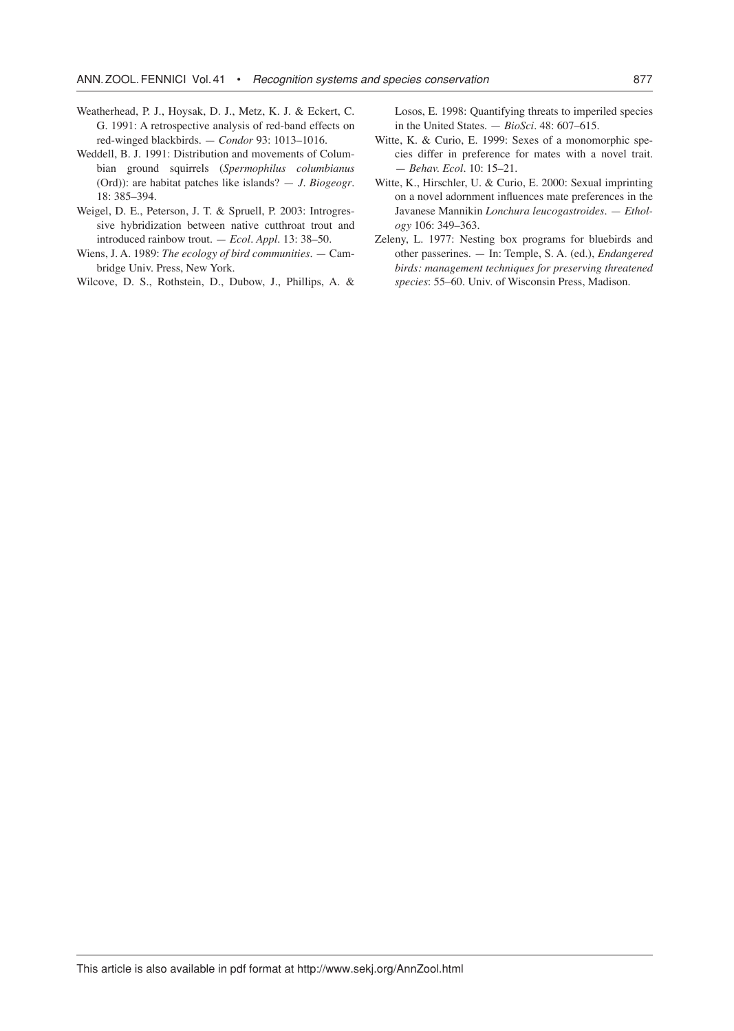Weatherhead, P. J., Hoysak, D. J., Metz, K. J. & Eckert, C. G. 1991: A retrospective analysis of red-band effects on red-winged blackbirds. — *Condor* 93: 1013–1016.

Weddell, B. J. 1991: Distribution and movements of Columbian ground squirrels (*Spermophilus columbianus* (Ord)): are habitat patches like islands? — *J. Biogeogr*. 18: 385–394.

Weigel, D. E., Peterson, J. T. & Spruell, P. 2003: Introgressive hybridization between native cutthroat trout and introduced rainbow trout. — *Ecol. Appl*. 13: 38–50.

Wiens, J. A. 1989: *The ecology of bird communities*. — Cambridge Univ. Press, New York.

Wilcove, D. S., Rothstein, D., Dubow, J., Phillips, A. & Losos, E. 1998: Quantifying threats to imperiled species in the United States. — *BioSci*. 48: 607–615.

Witte, K. & Curio, E. 1999: Sexes of a monomorphic species differ in preference for mates with a novel trait. — *Behav. Ecol*. 10: 15–21.

Witte, K., Hirschler, U. & Curio, E. 2000: Sexual imprinting on a novel adornment influences mate preferences in the Javanese Mannikin *Lonchura leucogastroides*. — *Ethology* 106: 349–363.

Zeleny, L. 1977: Nesting box programs for bluebirds and other passerines. — In: Temple, S. A. (ed.), *Endangered birds: management techniques for preserving threatened species*: 55–60. Univ. of Wisconsin Press, Madison.

This article is also available in pdf format at http://www.sekj.org/AnnZool.html